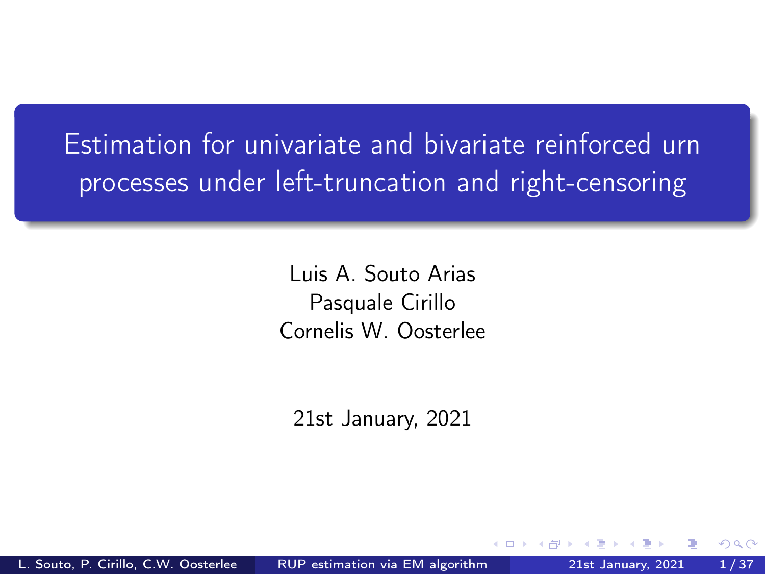# Estimation for univariate and bivariate reinforced urn processes under left-truncation and right-censoring

Luis A. Souto Arias
Pasquale Cirillo
Cornelis W. Oosterlee

21st January, 2021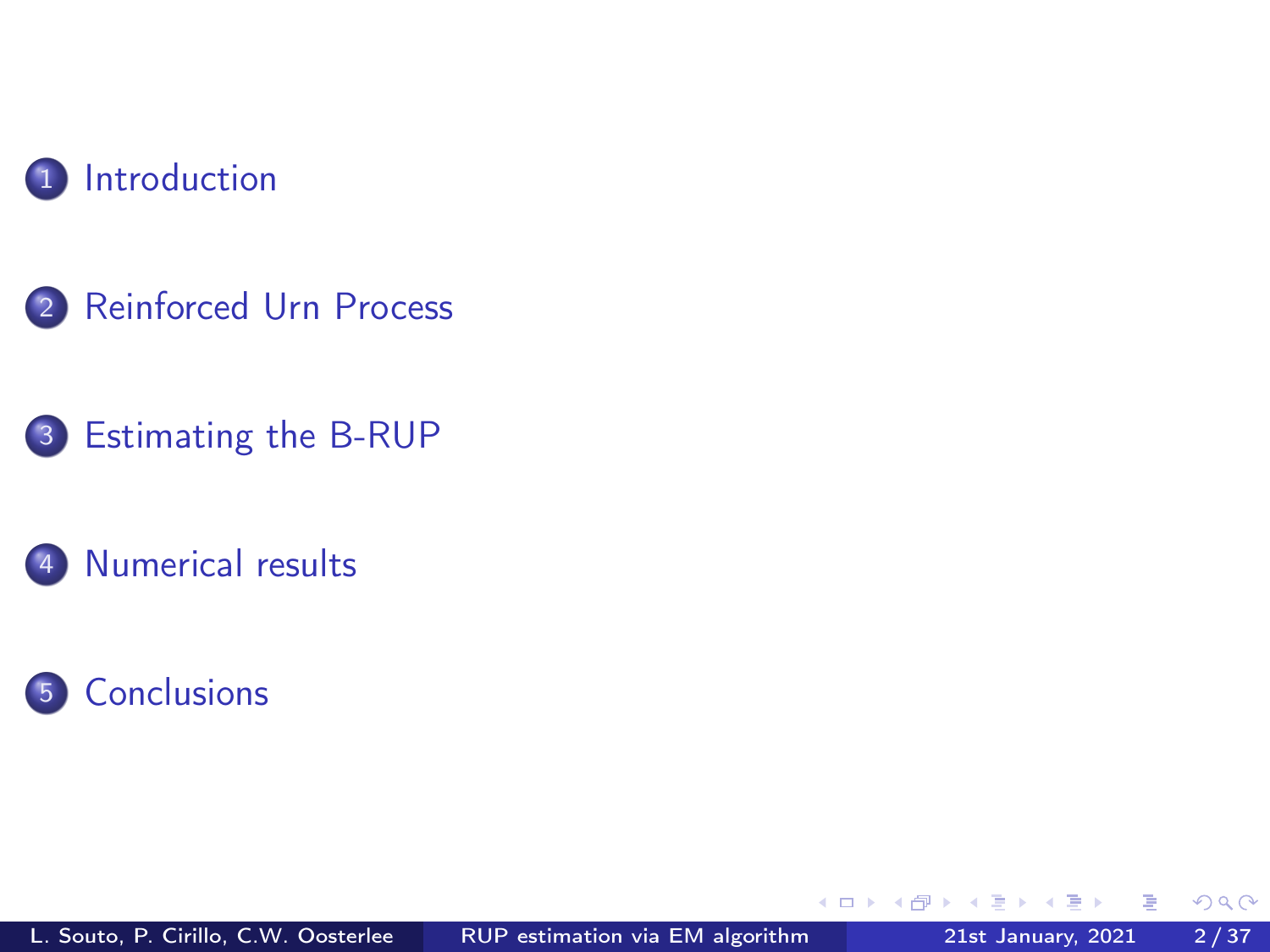1. Introduction
2. Reinforced Urn Process
3. Estimating the B-RUP
4. Numerical results
5. Conclusions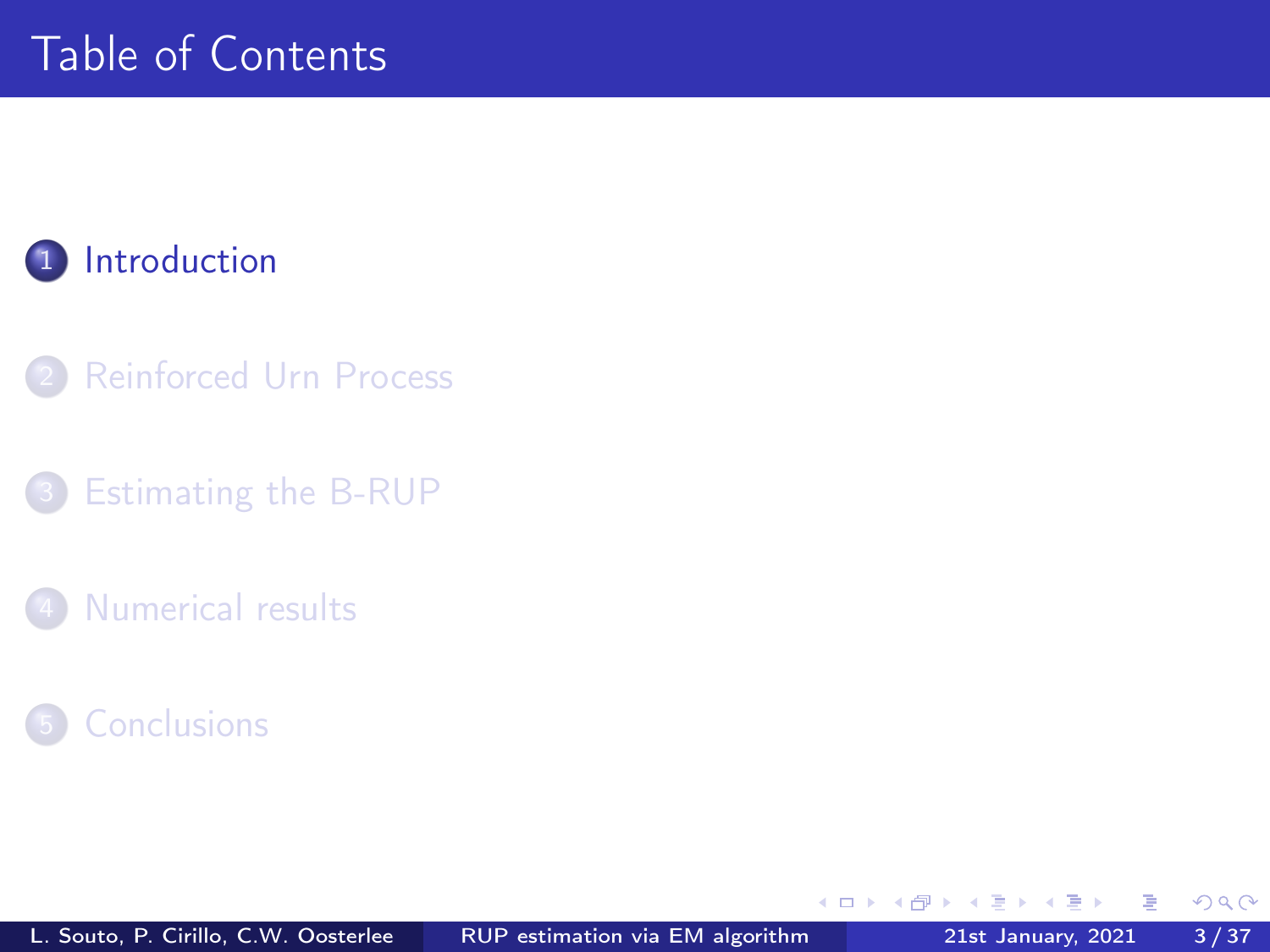# Table of Contents

1. Introduction
2. Reinforced Urn Process
3. Estimating the B-RUP
4. Numerical results
5. Conclusions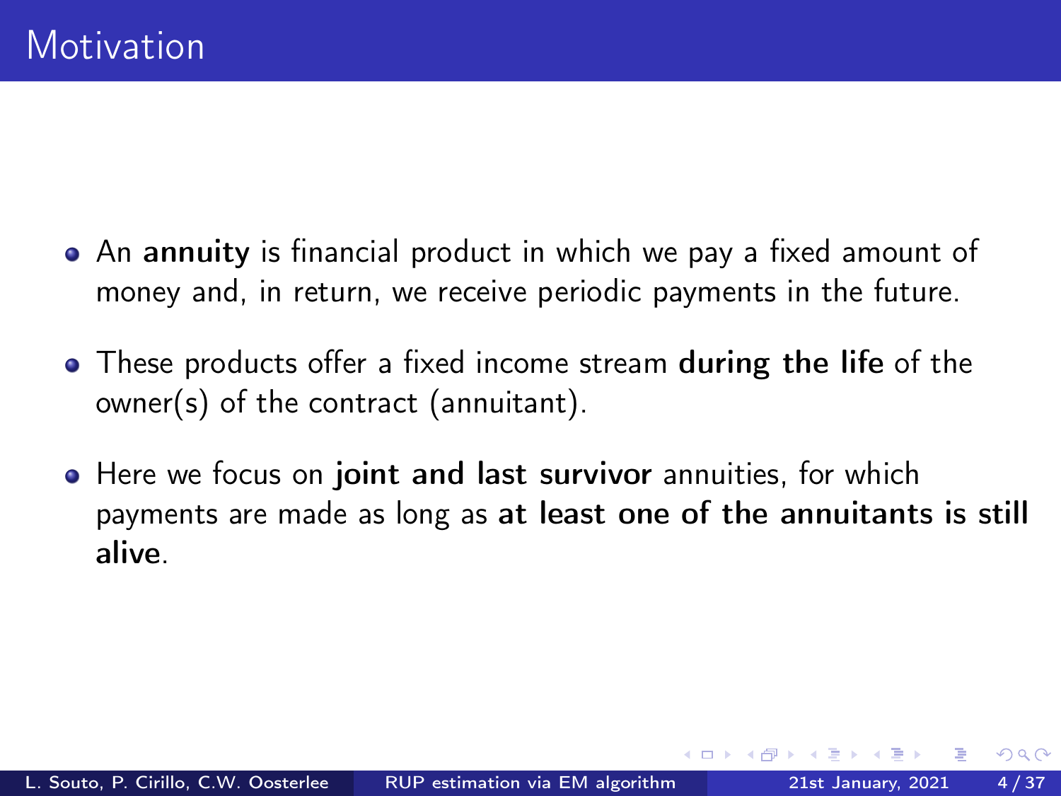# Motivation

- An **annuity** is financial product in which we pay a fixed amount of money and, in return, we receive periodic payments in the future.
- These products offer a fixed income stream **during the life** of the owner(s) of the contract (annuitant).
- Here we focus on **joint and last survivor** annuities, for which payments are made as long as **at least one of the annuitants is still alive**.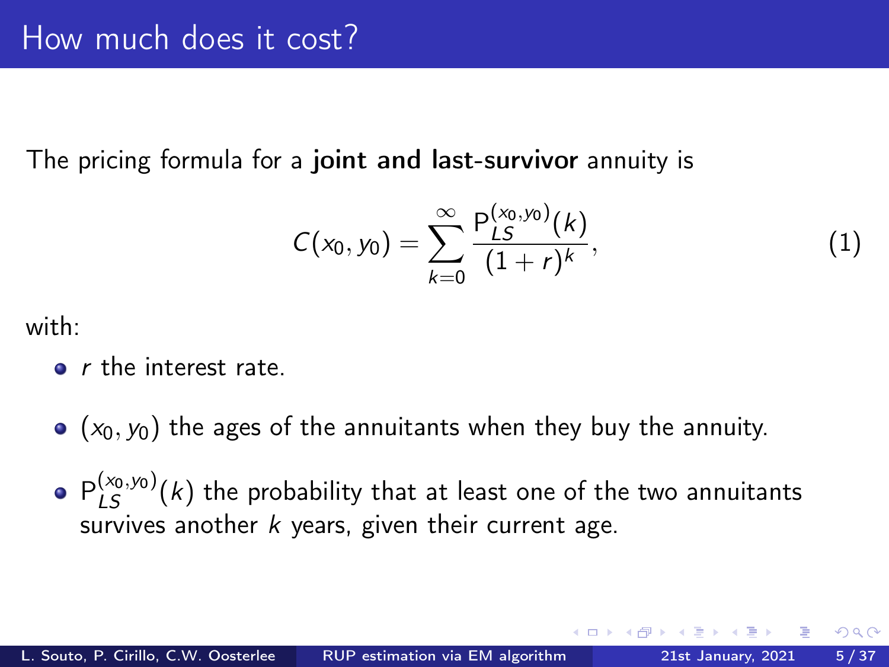# How much does it cost?

The pricing formula for a **joint and last-survivor** annuity is

$$C(x_0, y_0) = \sum_{k=0}^{\infty} \frac{\mathrm{P}_{LS}^{(x_0, y_0)}(k)}{(1+r)^k}, \tag{1}$$

with:

- $r$ the interest rate.
- $(x_0, y_0)$ the ages of the annuitants when they buy the annuity.
- $\mathrm{P}_{LS}^{(x_0, y_0)}(k)$ the probability that at least one of the two annuitants survives another $k$ years, given their current age.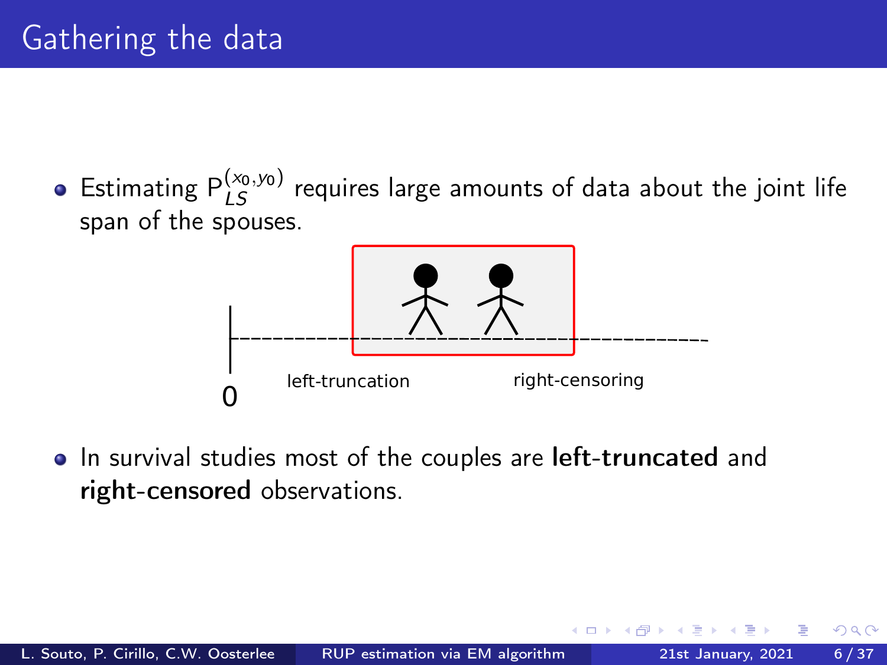# Gathering the data

- Estimating $P_{LS}^{(x_0,y_0)}$ requires large amounts of data about the joint life span of the spouses.

0 left-truncation right-censoring

- In survival studies most of the couples are **left-truncated** and **right-censored** observations.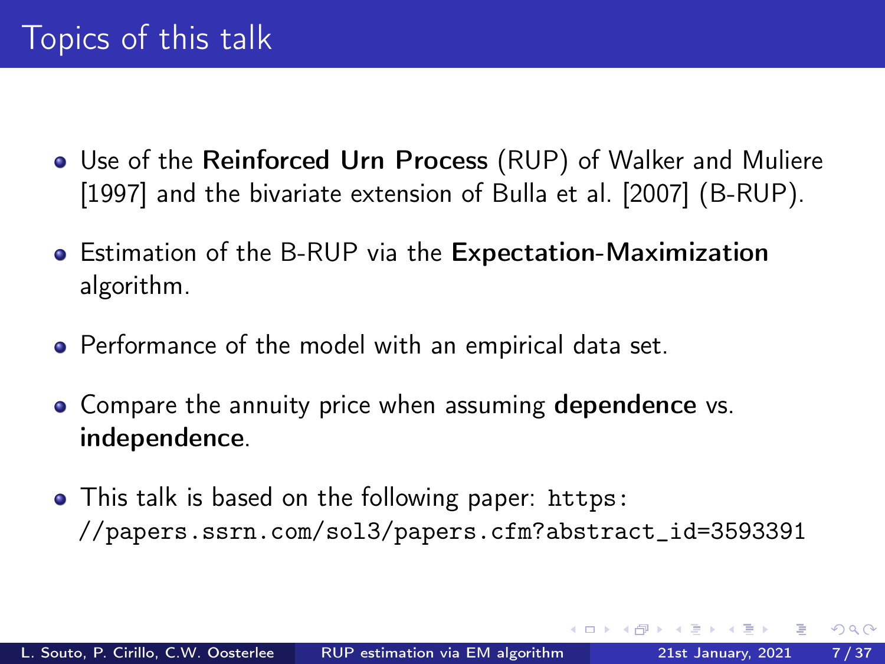# Topics of this talk

- Use of the **Reinforced Urn Process** (RUP) of Walker and Muliere [1997] and the bivariate extension of Bulla et al. [2007] (B-RUP).
- Estimation of the B-RUP via the **Expectation-Maximization** algorithm.
- Performance of the model with an empirical data set.
- Compare the annuity price when assuming **dependence** vs. **independence**.
- This talk is based on the following paper: `https://papers.ssrn.com/sol3/papers.cfm?abstract_id=3593391`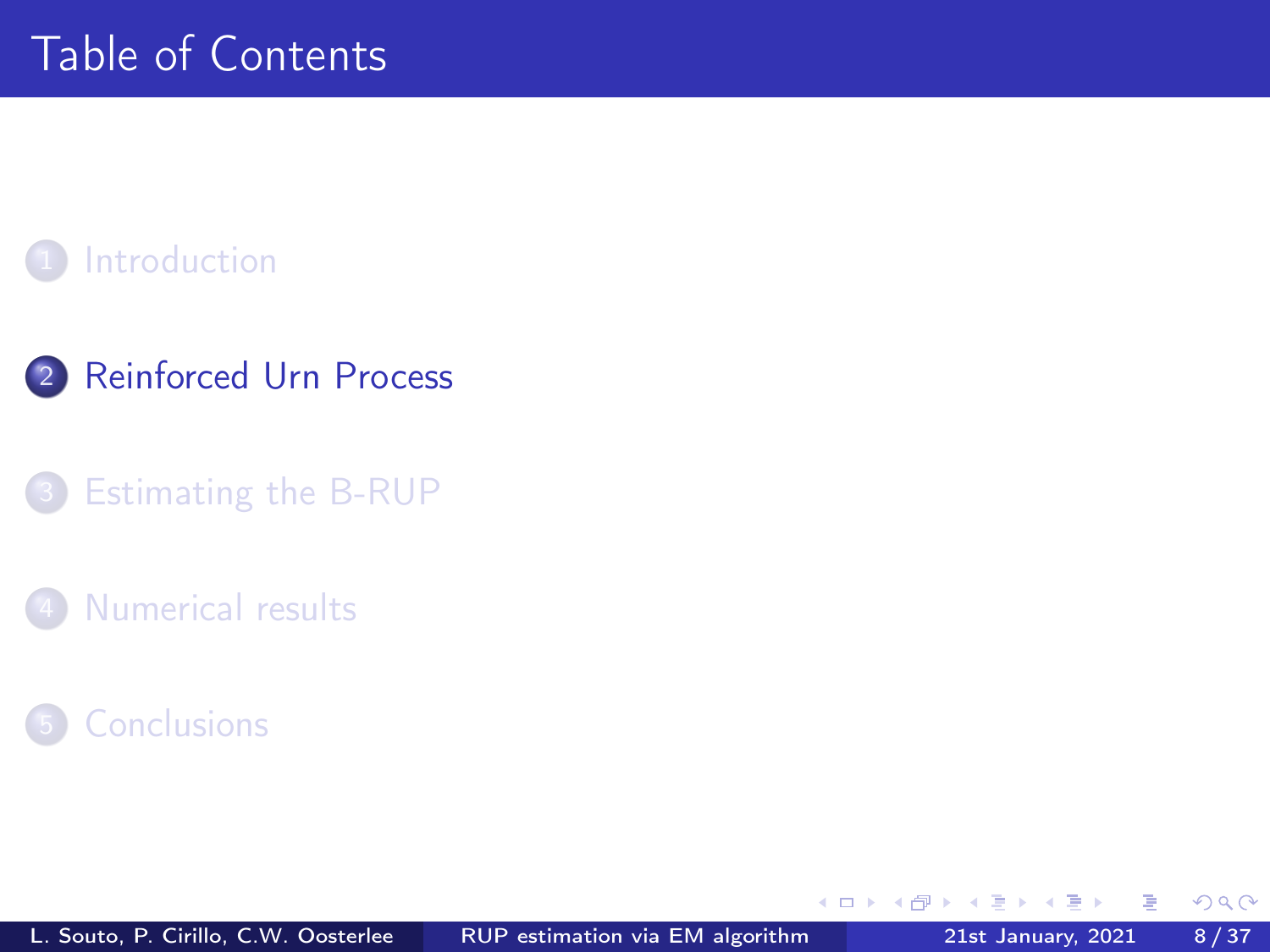# Table of Contents

1. Introduction
2. Reinforced Urn Process
3. Estimating the B-RUP
4. Numerical results
5. Conclusions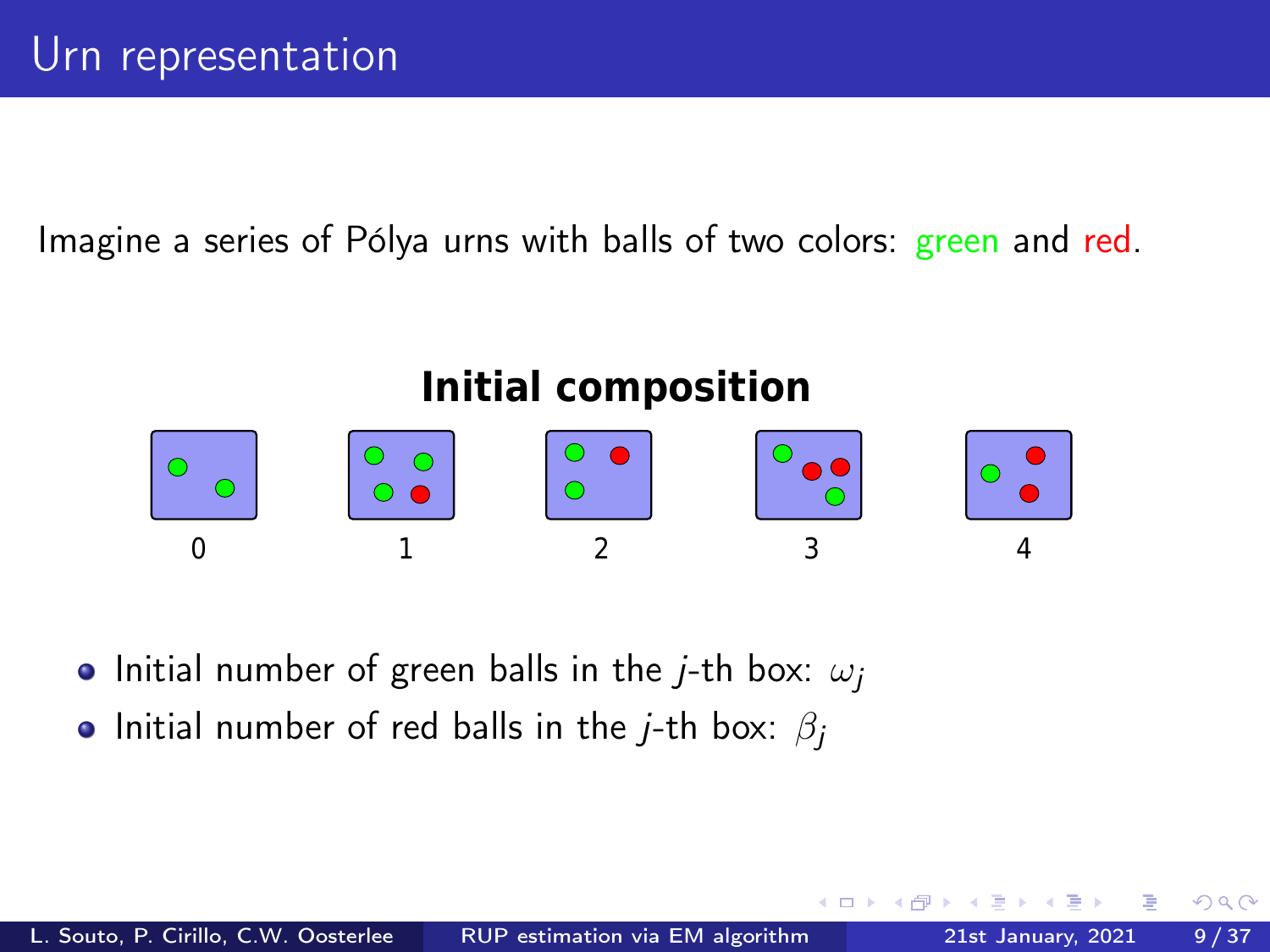# Urn representation

Imagine a series of Pólya urns with balls of two colors: green and red.

**Initial composition**

0 1 2 3 4

- Initial number of green balls in the $j$-th box: $\omega_j$
- Initial number of red balls in the $j$-th box: $\beta_j$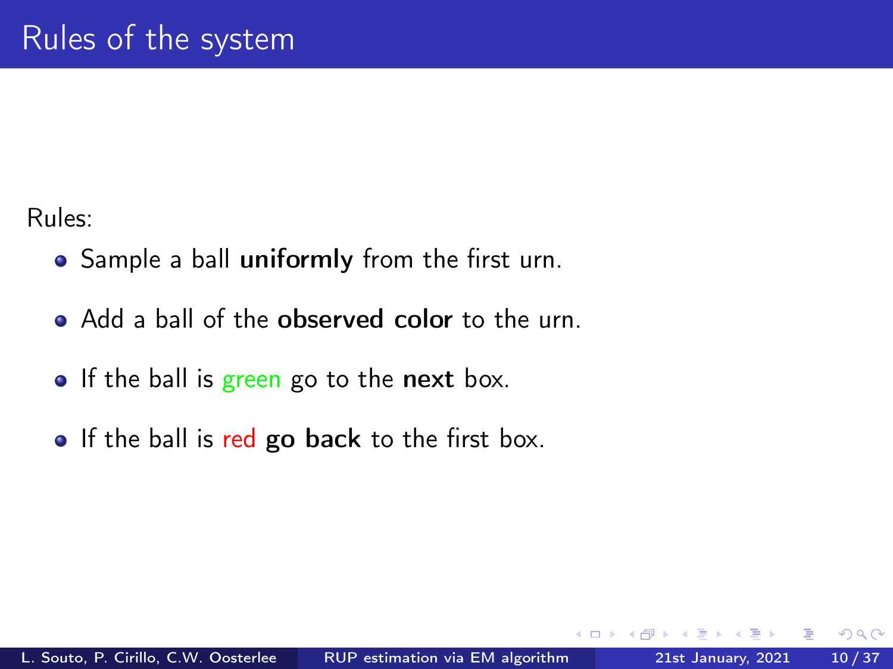# Rules of the system

Rules:

- Sample a ball **uniformly** from the first urn.
- Add a ball of the **observed color** to the urn.
- If the ball is green go to the **next** box.
- If the ball is red **go back** to the first box.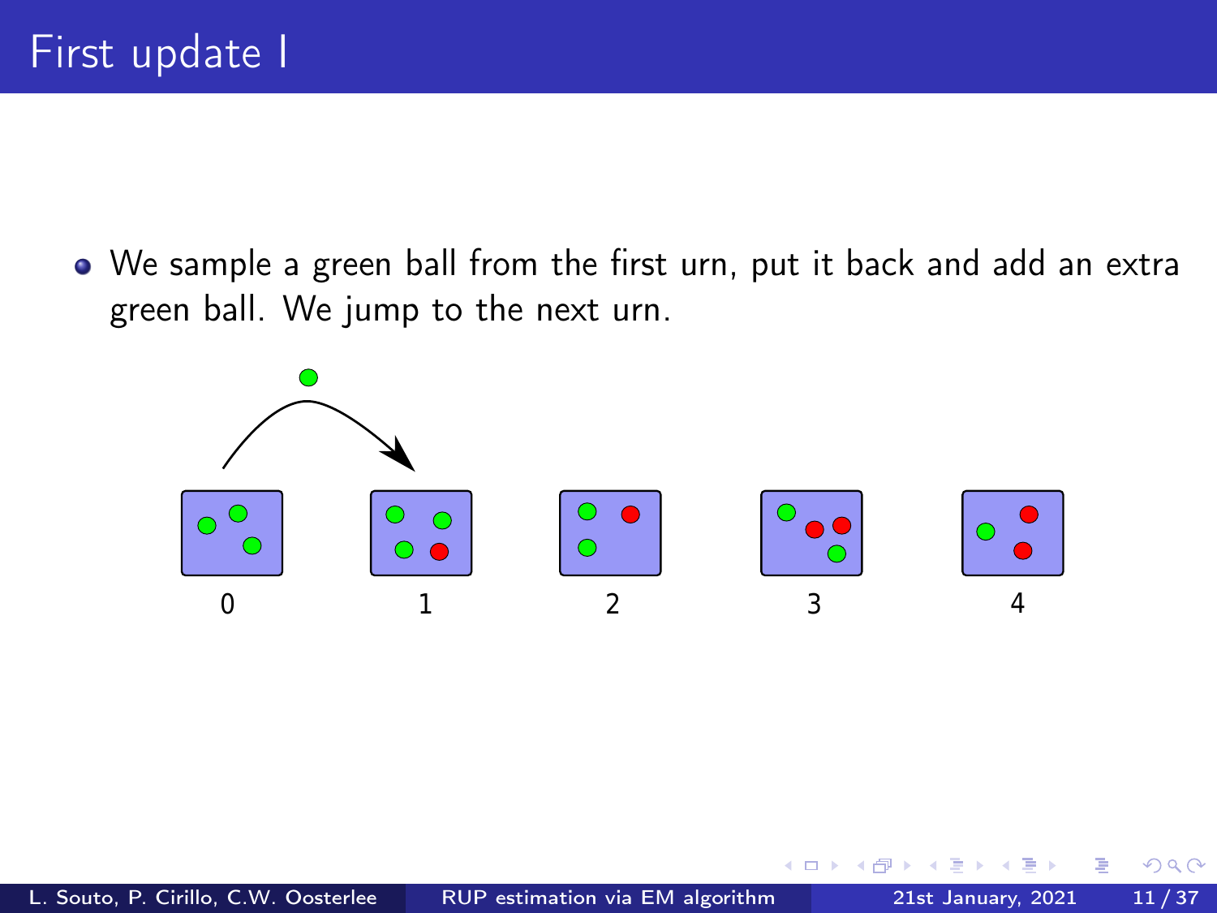# First update I

- We sample a green ball from the first urn, put it back and add an extra green ball. We jump to the next urn.

0 1 2 3 4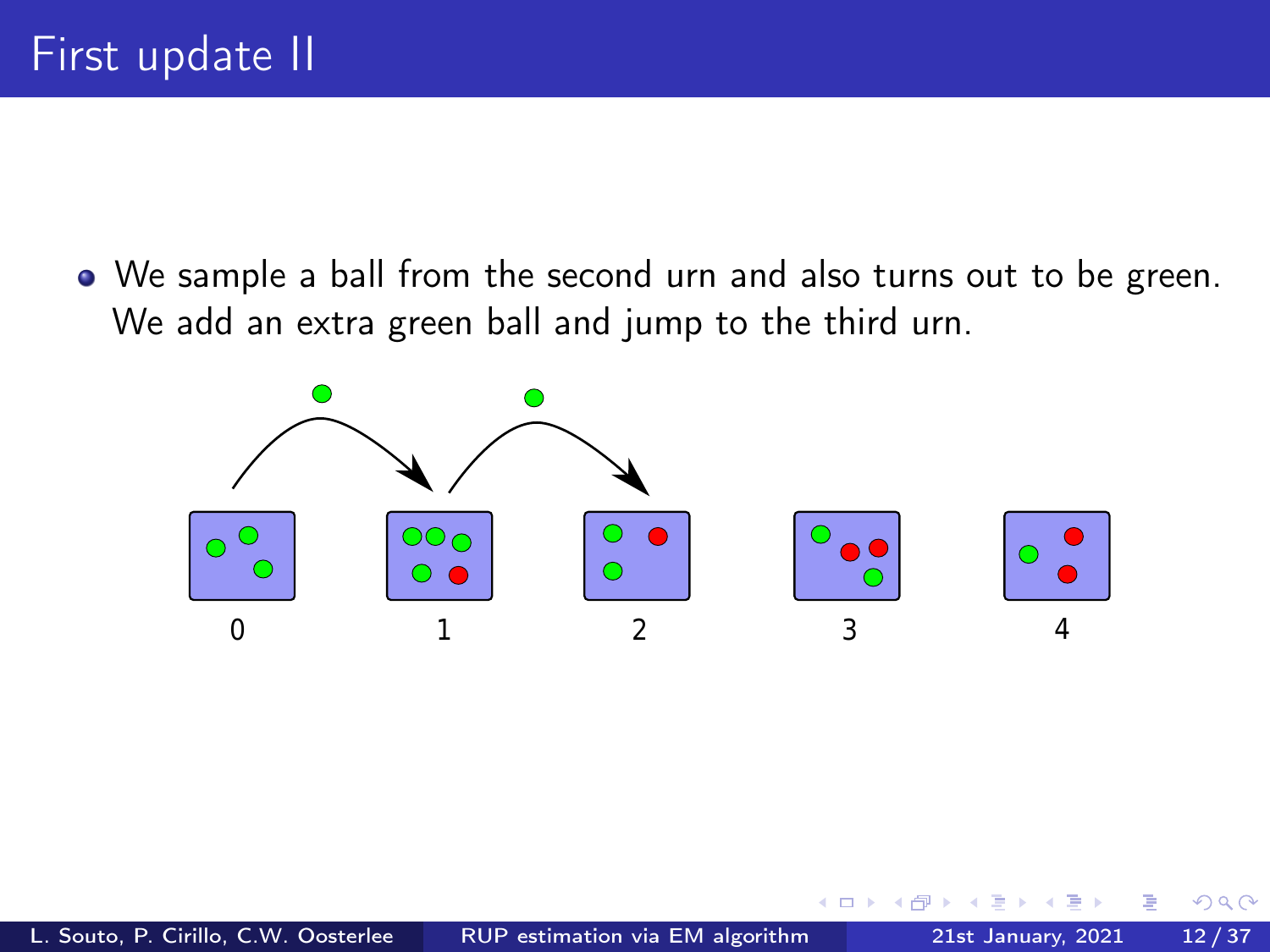# First update II

- We sample a ball from the second urn and also turns out to be green. We add an extra green ball and jump to the third urn.

0 1 2 3 4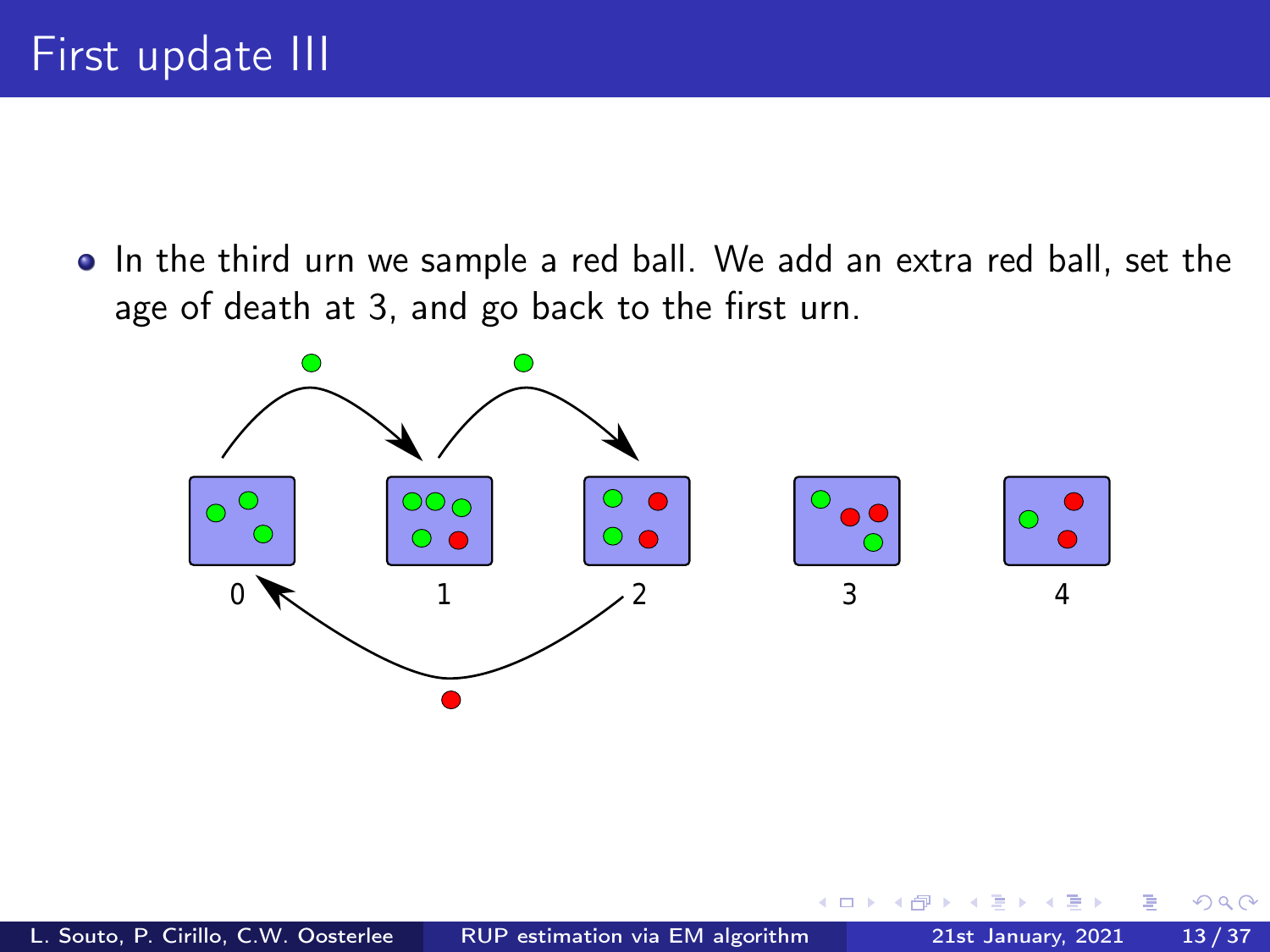# First update III

- In the third urn we sample a red ball. We add an extra red ball, set the age of death at 3, and go back to the first urn.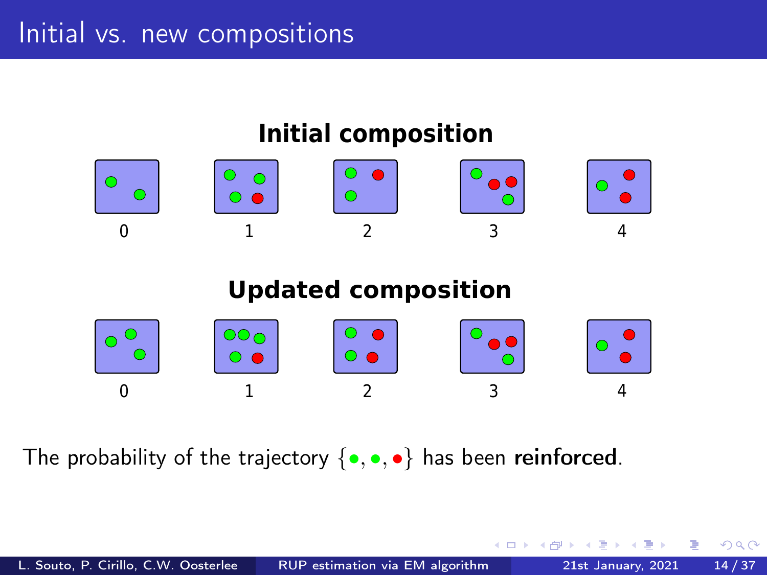# Initial vs. new compositions

**Initial composition**

0 1 2 3 4

**Updated composition**

0 1 2 3 4

The probability of the trajectory {•, •, •} has been **reinforced**.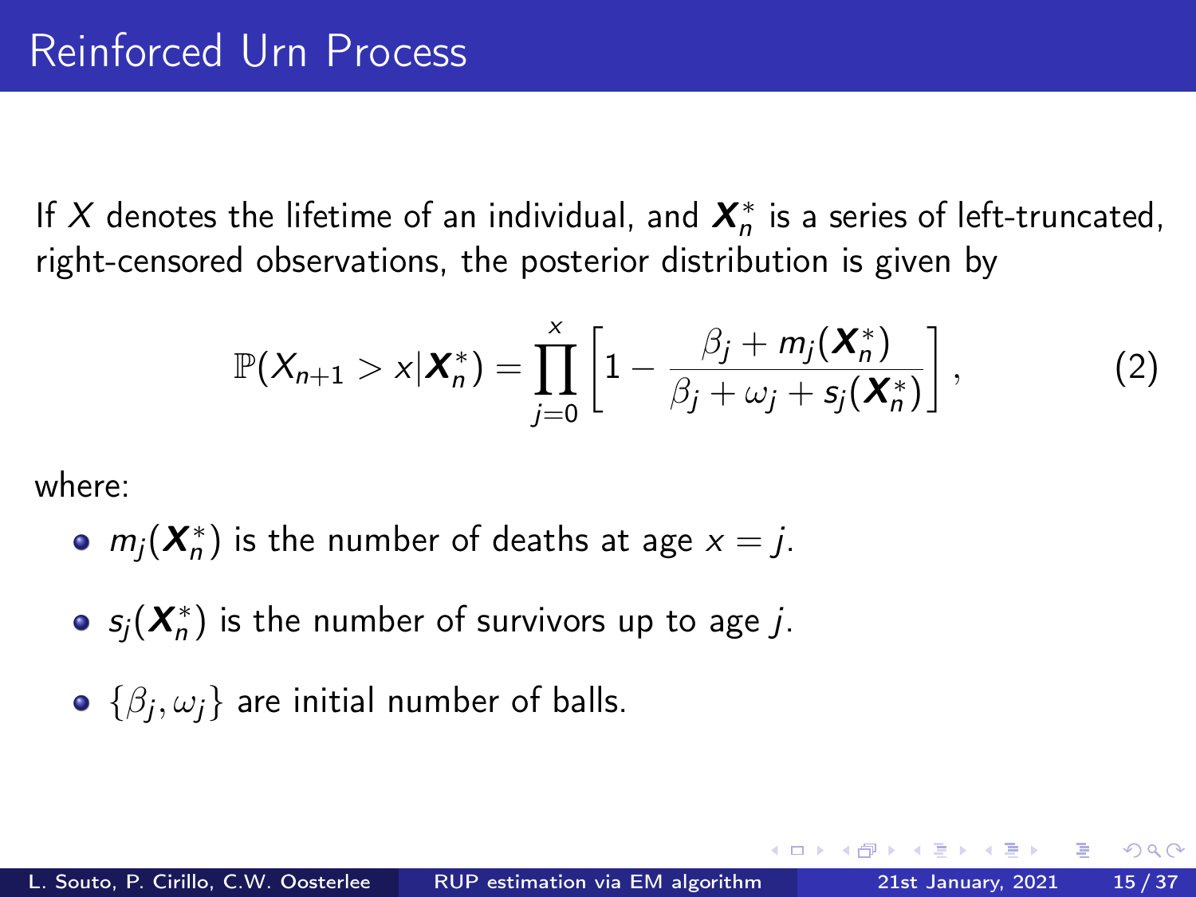# Reinforced Urn Process

If $X$ denotes the lifetime of an individual, and $\boldsymbol{X}_n^*$ is a series of left-truncated, right-censored observations, the posterior distribution is given by

$$\mathbb{P}(X_{n+1} > x | \boldsymbol{X}_n^*) = \prod_{j=0}^{x} \left[ 1 - \frac{\beta_j + m_j(\boldsymbol{X}_n^*)}{\beta_j + \omega_j + s_j(\boldsymbol{X}_n^*)} \right], \tag{2}$$

where:

- $m_j(\boldsymbol{X}_n^*)$ is the number of deaths at age $x = j$.
- $s_j(\boldsymbol{X}_n^*)$ is the number of survivors up to age $j$.
- $\{\beta_j, \omega_j\}$ are initial number of balls.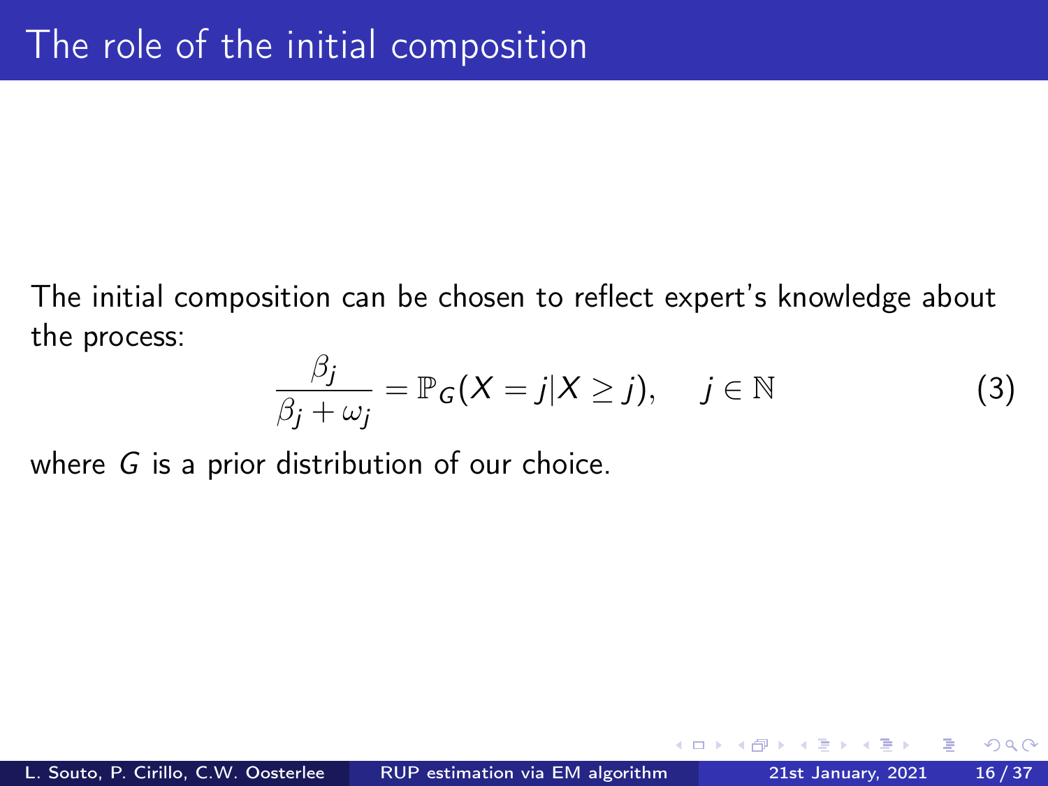# The role of the initial composition

The initial composition can be chosen to reflect expert's knowledge about the process:

$$\frac{\beta_j}{\beta_j + \omega_j} = \mathbb{P}_G(X = j | X \geq j), \quad j \in \mathbb{N} \tag{3}$$

where $G$ is a prior distribution of our choice.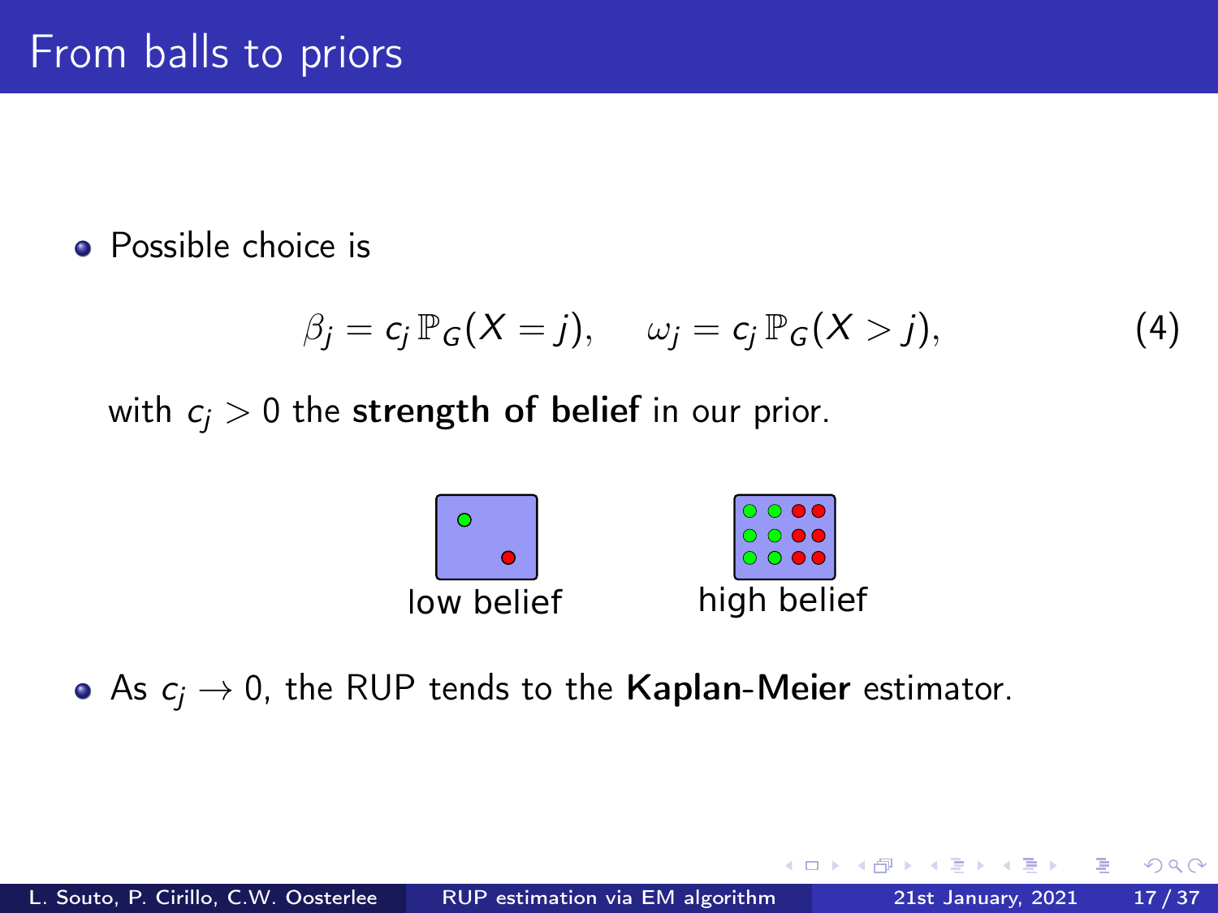# From balls to priors

- Possible choice is

$$\beta_j = c_j \, \mathbb{P}_G(X = j), \quad \omega_j = c_j \, \mathbb{P}_G(X > j), \tag{4}$$

with $c_j > 0$ the **strength of belief** in our prior.

low belief

high belief

- As $c_j \to 0$, the RUP tends to the **Kaplan-Meier** estimator.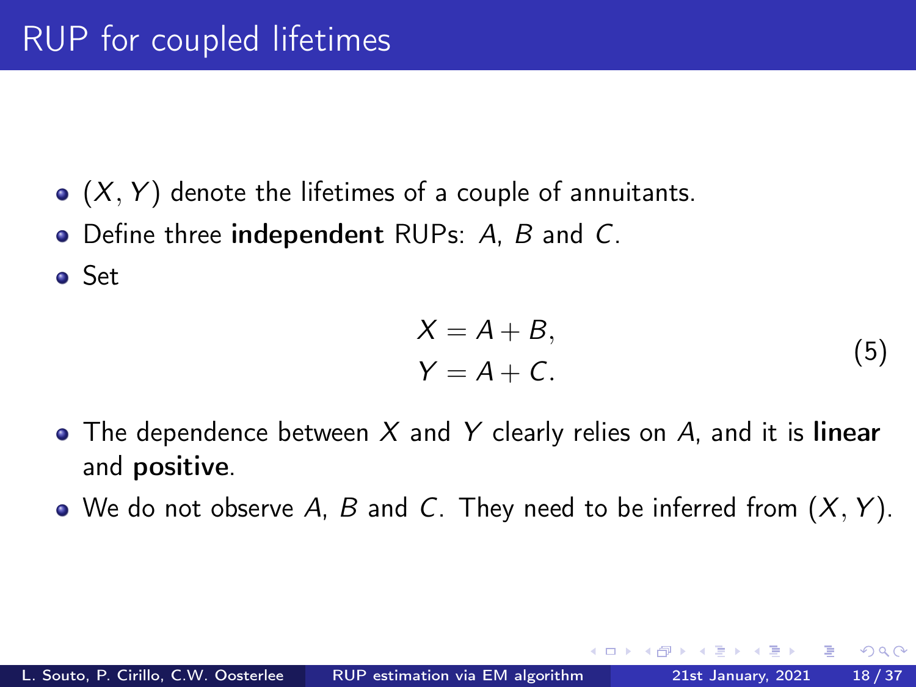# RUP for coupled lifetimes

- $(X, Y)$ denote the lifetimes of a couple of annuitants.
- Define three **independent** RUPs: $A$, $B$ and $C$.
- Set

$$
\begin{aligned}
X &= A + B, \\
Y &= A + C.
\end{aligned}
\tag{5}
$$

- The dependence between $X$ and $Y$ clearly relies on $A$, and it is **linear** and **positive**.
- We do not observe $A$, $B$ and $C$. They need to be inferred from $(X, Y)$.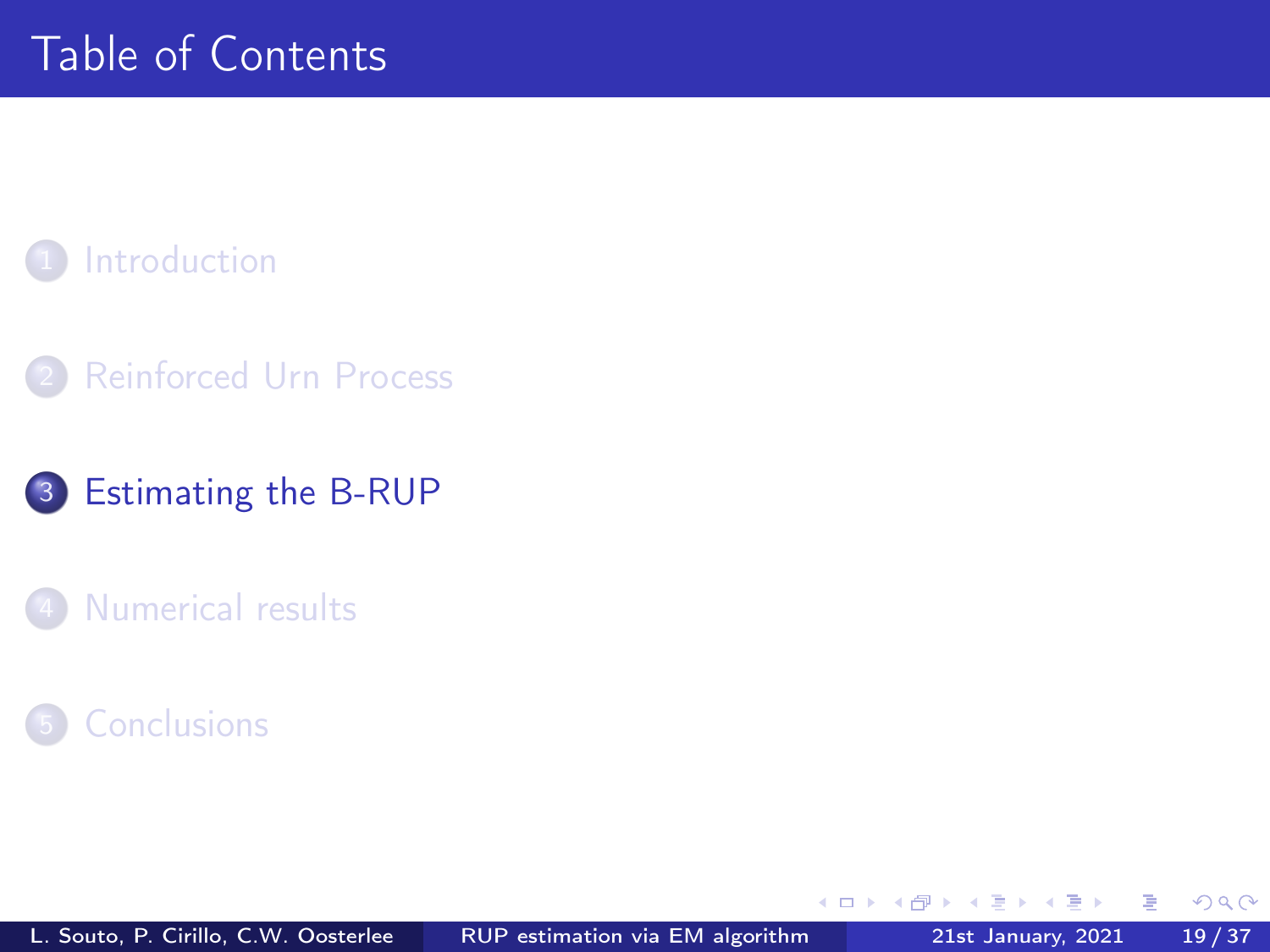# Table of Contents

1. Introduction
2. Reinforced Urn Process
3. Estimating the B-RUP
4. Numerical results
5. Conclusions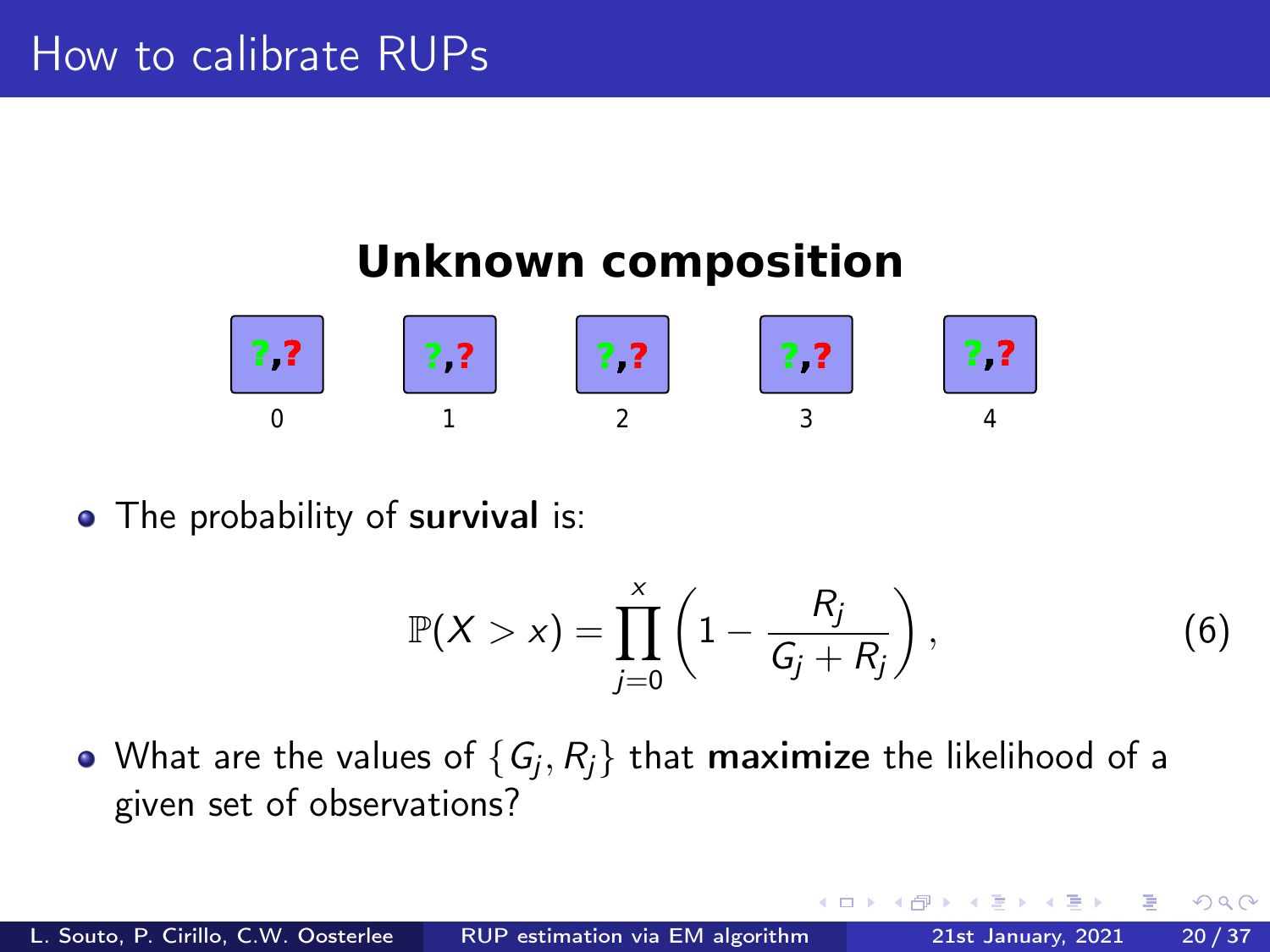# How to calibrate RUPs

**Unknown composition**

?,? ?,? ?,? ?,? ?,?

0 1 2 3 4

- The probability of **survival** is:

$$\mathbb{P}(X > x) = \prod_{j=0}^{x} \left(1 - \frac{R_j}{G_j + R_j}\right), \tag{6}$$

- What are the values of $\{G_j, R_j\}$ that **maximize** the likelihood of a given set of observations?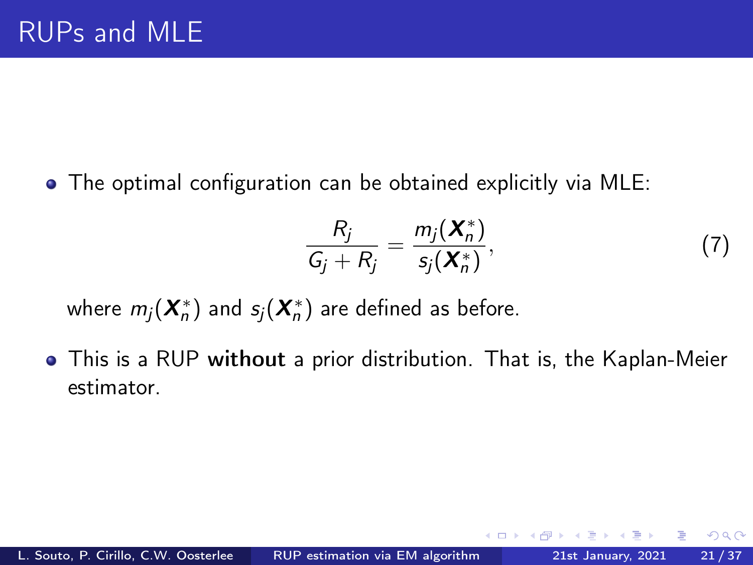# RUPs and MLE

- The optimal configuration can be obtained explicitly via MLE:

$$\frac{R_j}{G_j + R_j} = \frac{m_j(\boldsymbol{X}_n^*)}{s_j(\boldsymbol{X}_n^*)}, \tag{7}$$

  where $m_j(\boldsymbol{X}_n^*)$ and $s_j(\boldsymbol{X}_n^*)$ are defined as before.

- This is a RUP **without** a prior distribution. That is, the Kaplan-Meier estimator.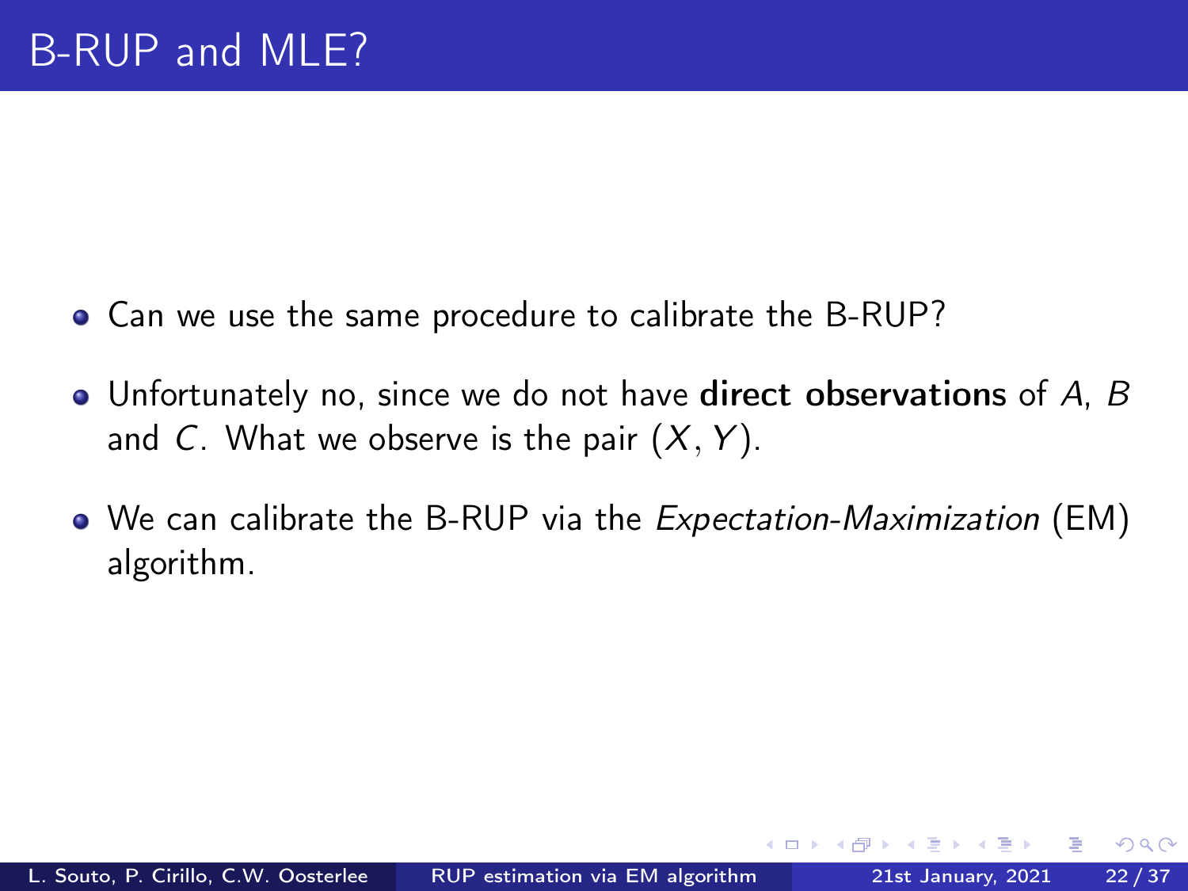# B-RUP and MLE?

- Can we use the same procedure to calibrate the B-RUP?
- Unfortunately no, since we do not have **direct observations** of $A$, $B$ and $C$. What we observe is the pair $(X, Y)$.
- We can calibrate the B-RUP via the *Expectation-Maximization* (EM) algorithm.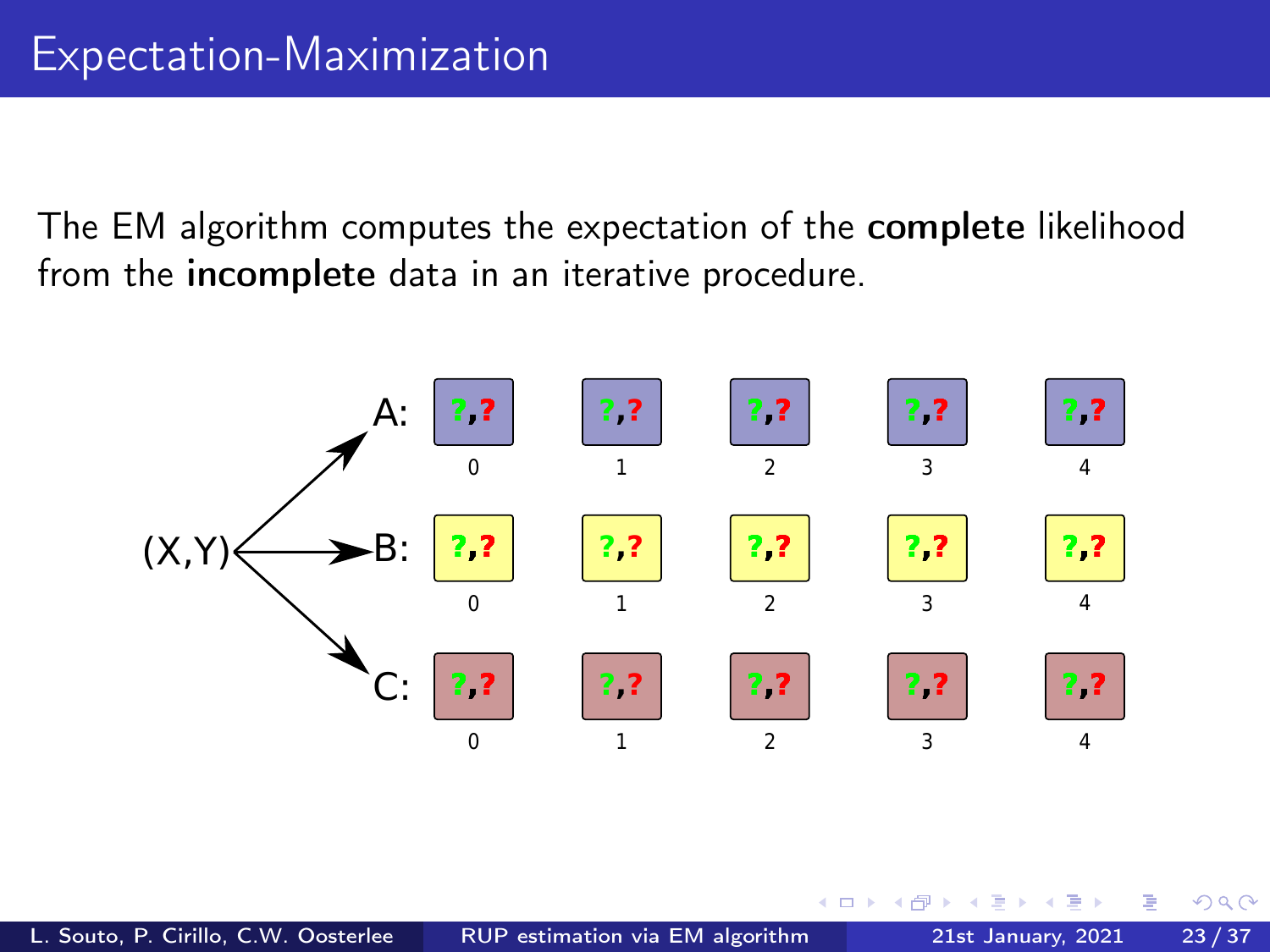# Expectation-Maximization

The EM algorithm computes the expectation of the **complete** likelihood from the **incomplete** data in an iterative procedure.

(X,Y)

A: ?,? ?,? ?,? ?,? ?,?
0 1 2 3 4

B: ?,? ?,? ?,? ?,? ?,?
0 1 2 3 4

C: ?,? ?,? ?,? ?,? ?,?
0 1 2 3 4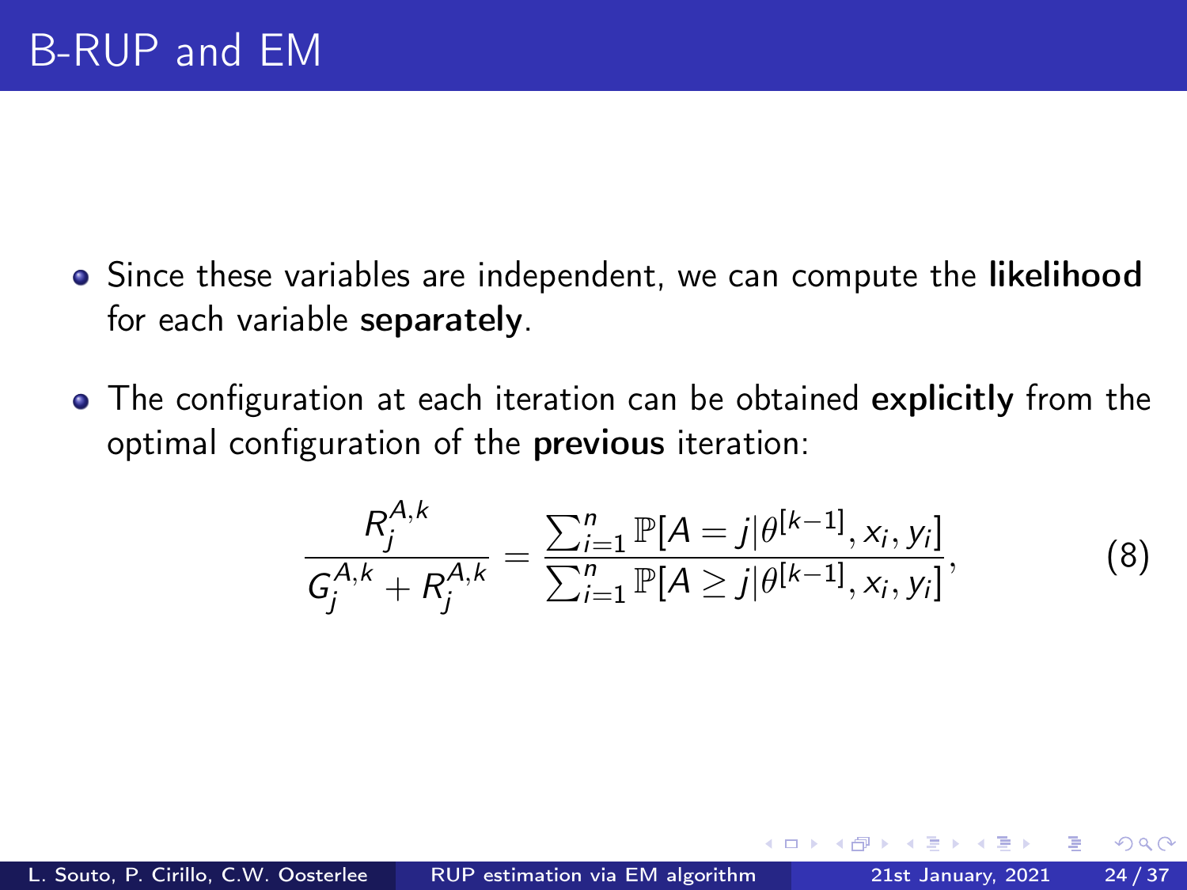# B-RUP and EM

- Since these variables are independent, we can compute the **likelihood** for each variable **separately**.
- The configuration at each iteration can be obtained **explicitly** from the optimal configuration of the **previous** iteration:

$$\frac{R_j^{A,k}}{G_j^{A,k} + R_j^{A,k}} = \frac{\sum_{i=1}^{n} \mathbb{P}[A = j | \theta^{[k-1]}, x_i, y_i]}{\sum_{i=1}^{n} \mathbb{P}[A \geq j | \theta^{[k-1]}, x_i, y_i]}, \tag{8}$$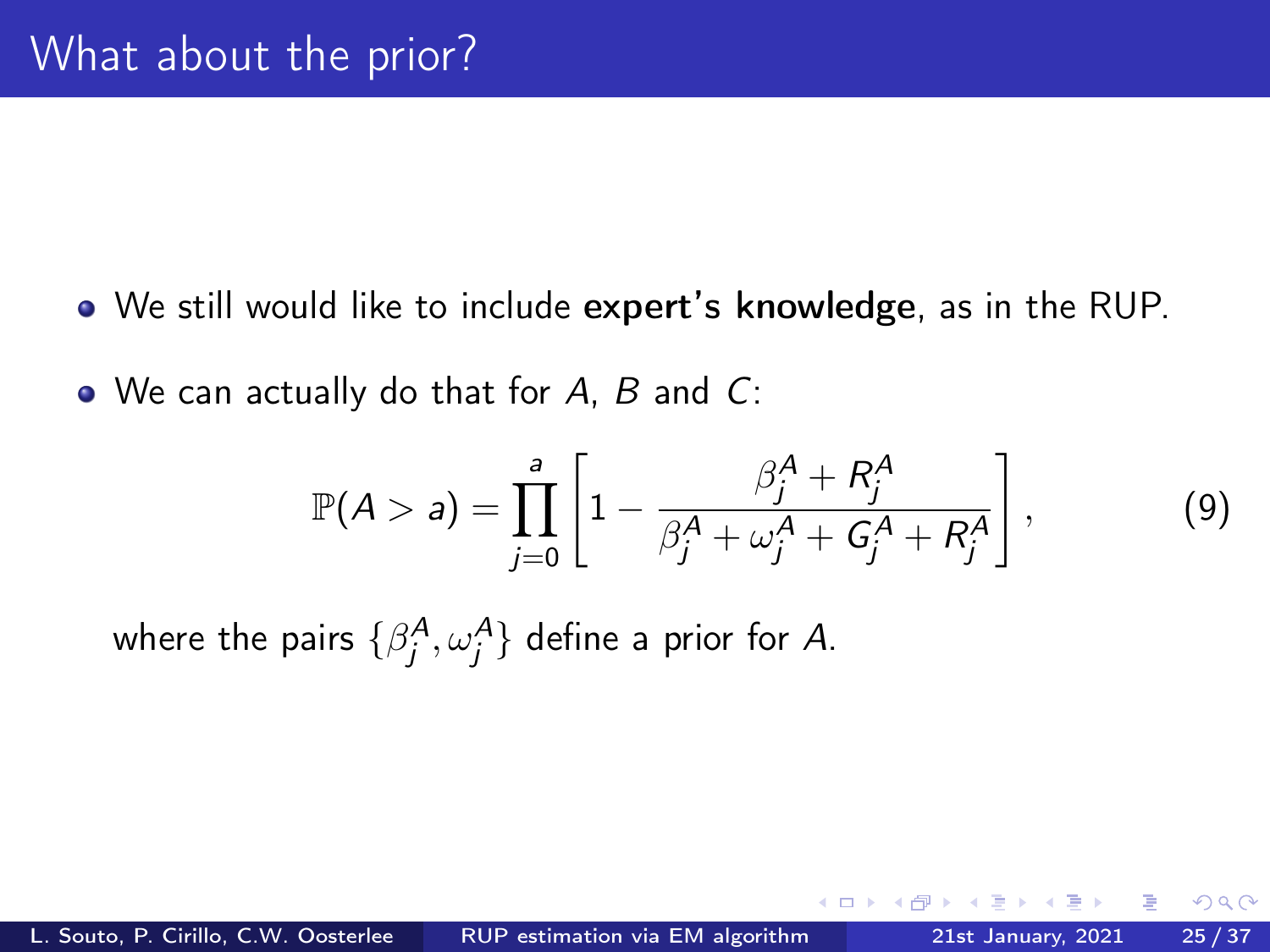# What about the prior?

- We still would like to include **expert's knowledge**, as in the RUP.
- We can actually do that for $A$, $B$ and $C$:

$$\mathbb{P}(A > a) = \prod_{j=0}^{a} \left[ 1 - \frac{\beta_j^A + R_j^A}{\beta_j^A + \omega_j^A + G_j^A + R_j^A} \right], \tag{9}$$

where the pairs $\{\beta_j^A, \omega_j^A\}$ define a prior for $A$.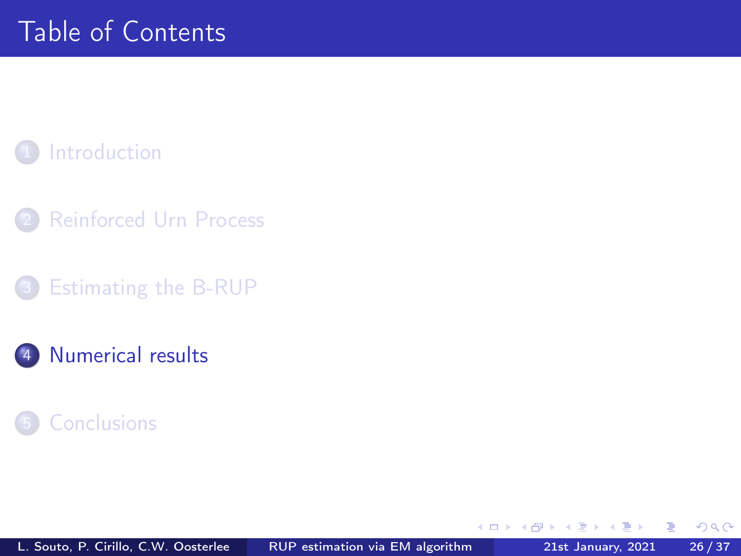# Table of Contents

1. Introduction
2. Reinforced Urn Process
3. Estimating the B-RUP
4. **Numerical results**
5. Conclusions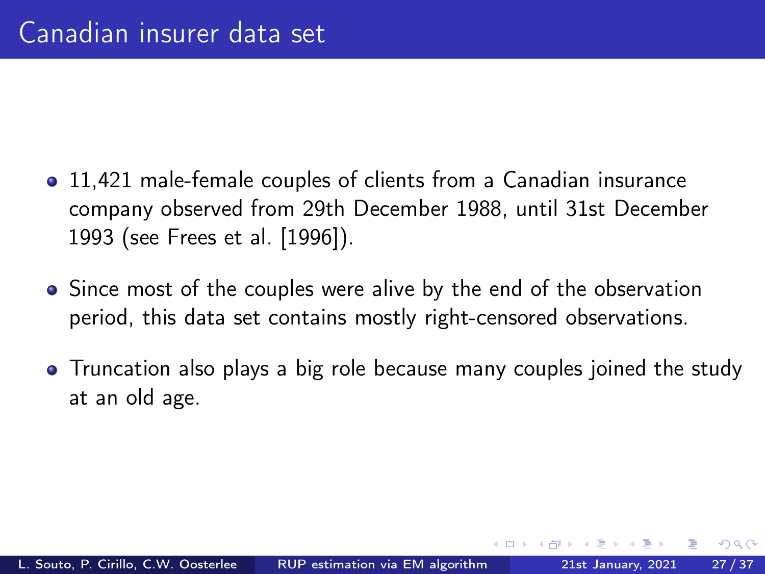# Canadian insurer data set

- 11,421 male-female couples of clients from a Canadian insurance company observed from 29th December 1988, until 31st December 1993 (see Frees et al. [1996]).
- Since most of the couples were alive by the end of the observation period, this data set contains mostly right-censored observations.
- Truncation also plays a big role because many couples joined the study at an old age.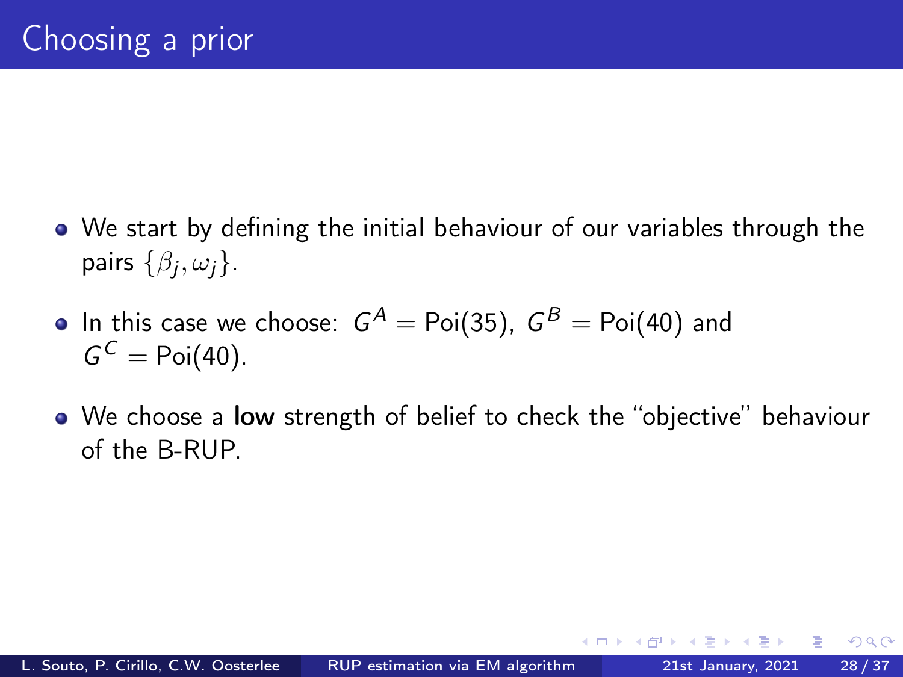# Choosing a prior

- We start by defining the initial behaviour of our variables through the pairs $\{\beta_j, \omega_j\}$.
- In this case we choose: $G^A = \text{Poi}(35)$, $G^B = \text{Poi}(40)$ and $G^C = \text{Poi}(40)$.
- We choose a **low** strength of belief to check the "objective" behaviour of the B-RUP.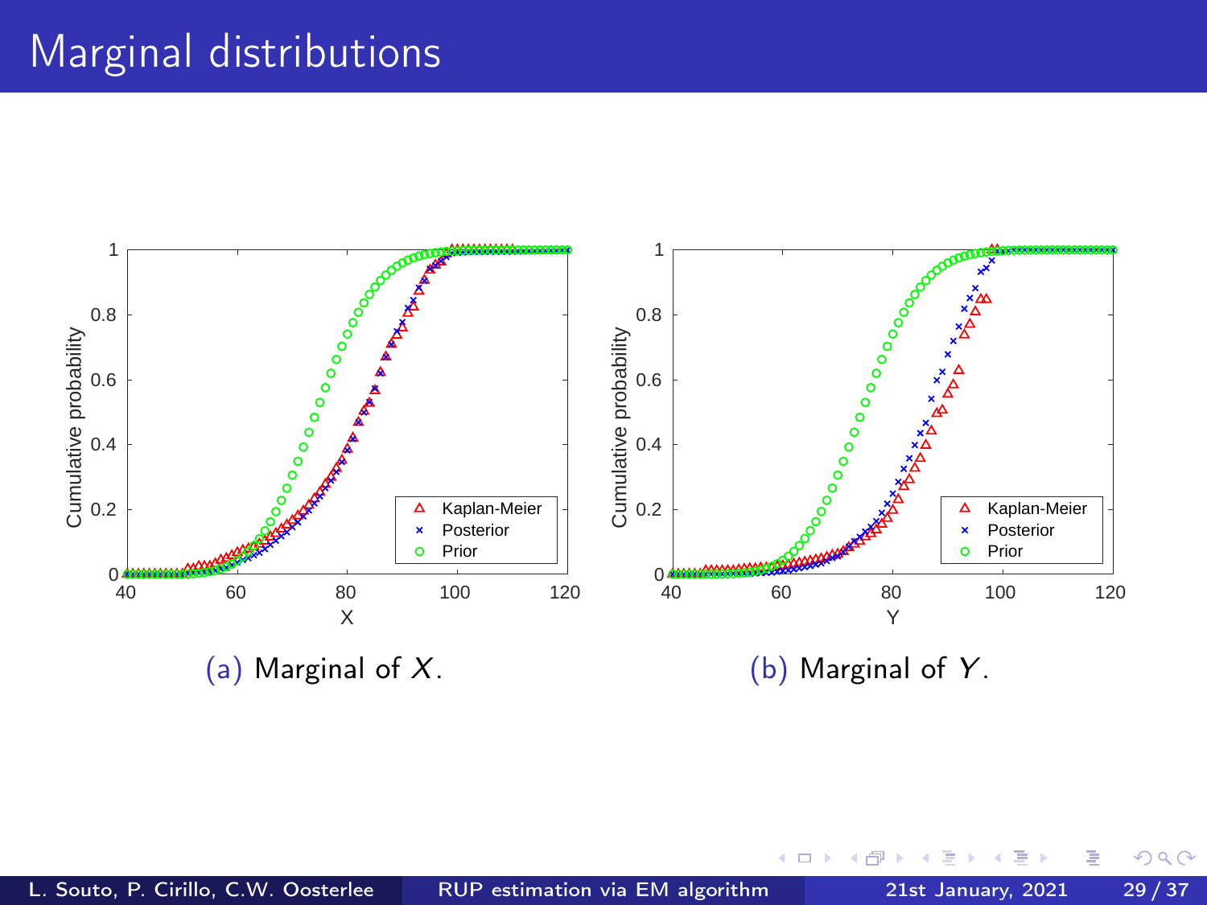# Marginal distributions

(a) Marginal of $X$.

(b) Marginal of $Y$.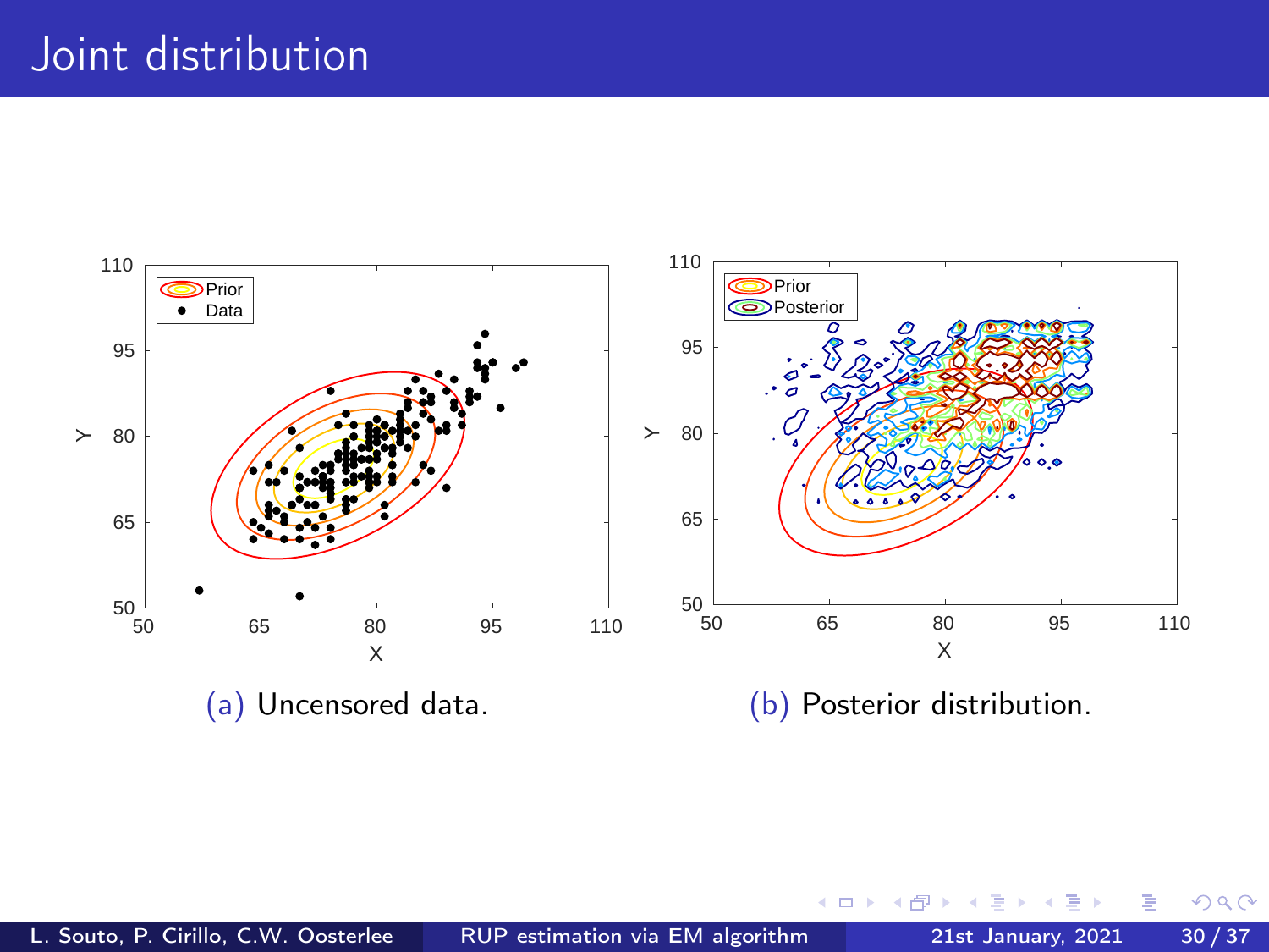# Joint distribution

(a) Uncensored data.

(b) Posterior distribution.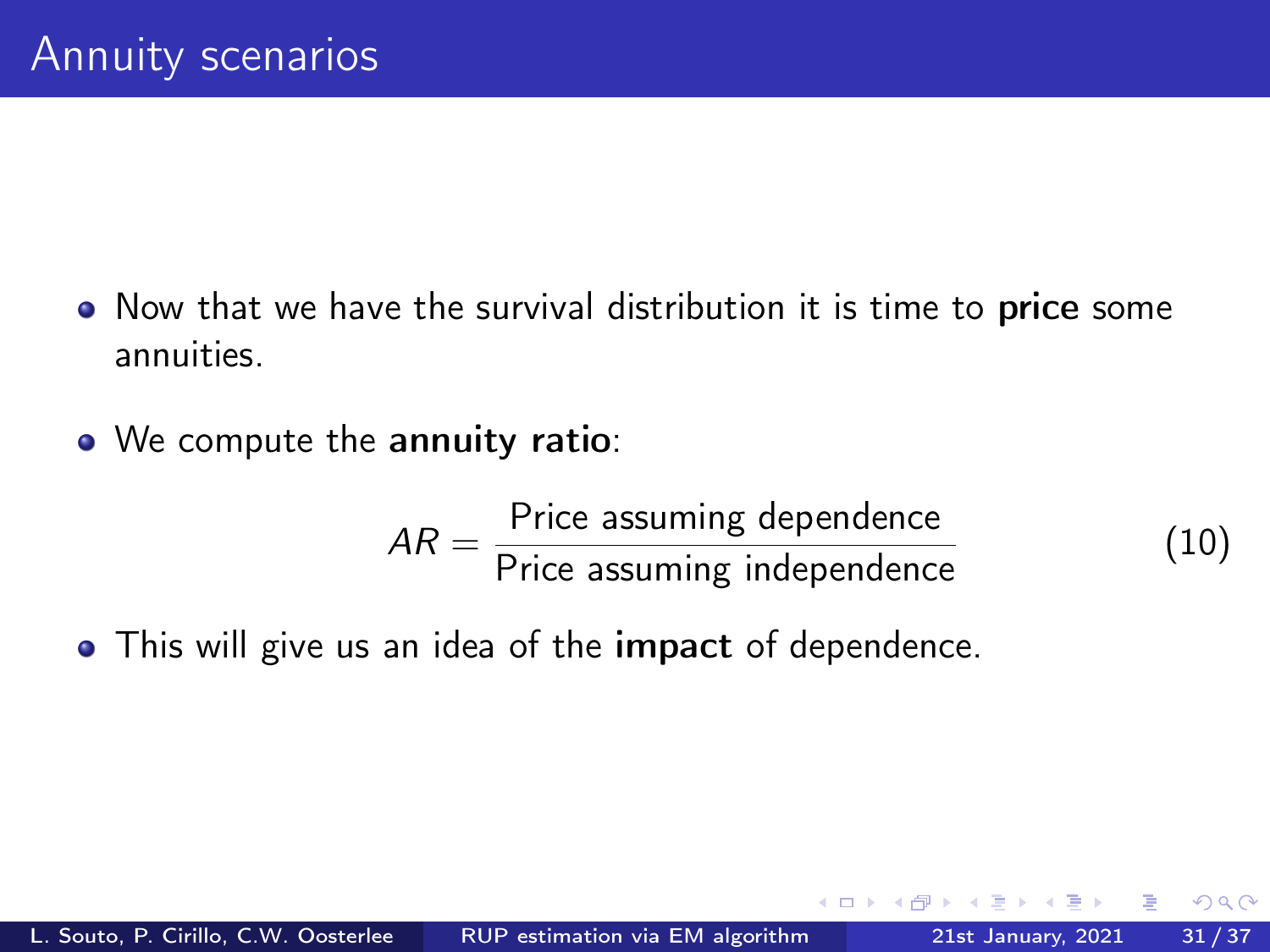# Annuity scenarios

- Now that we have the survival distribution it is time to **price** some annuities.
- We compute the **annuity ratio**:

$$AR = \frac{\text{Price assuming dependence}}{\text{Price assuming independence}} \tag{10}$$

- This will give us an idea of the **impact** of dependence.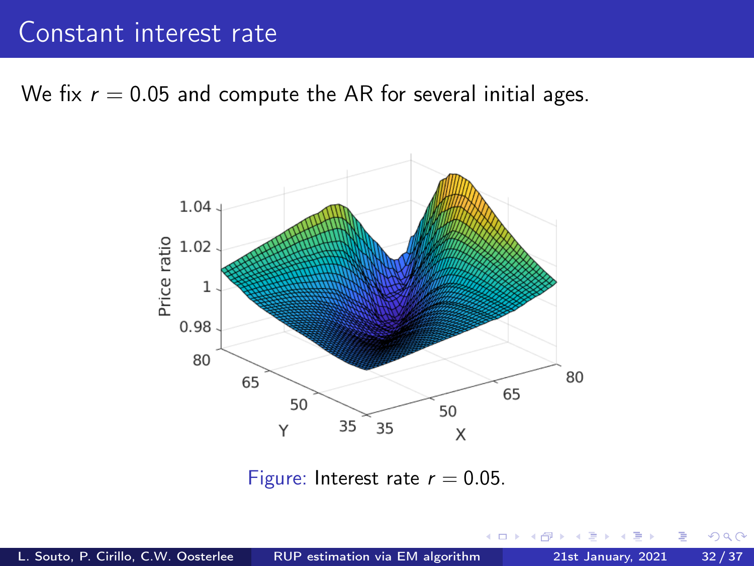# Constant interest rate

We fix $r = 0.05$ and compute the AR for several initial ages.

Figure: Interest rate $r = 0.05$.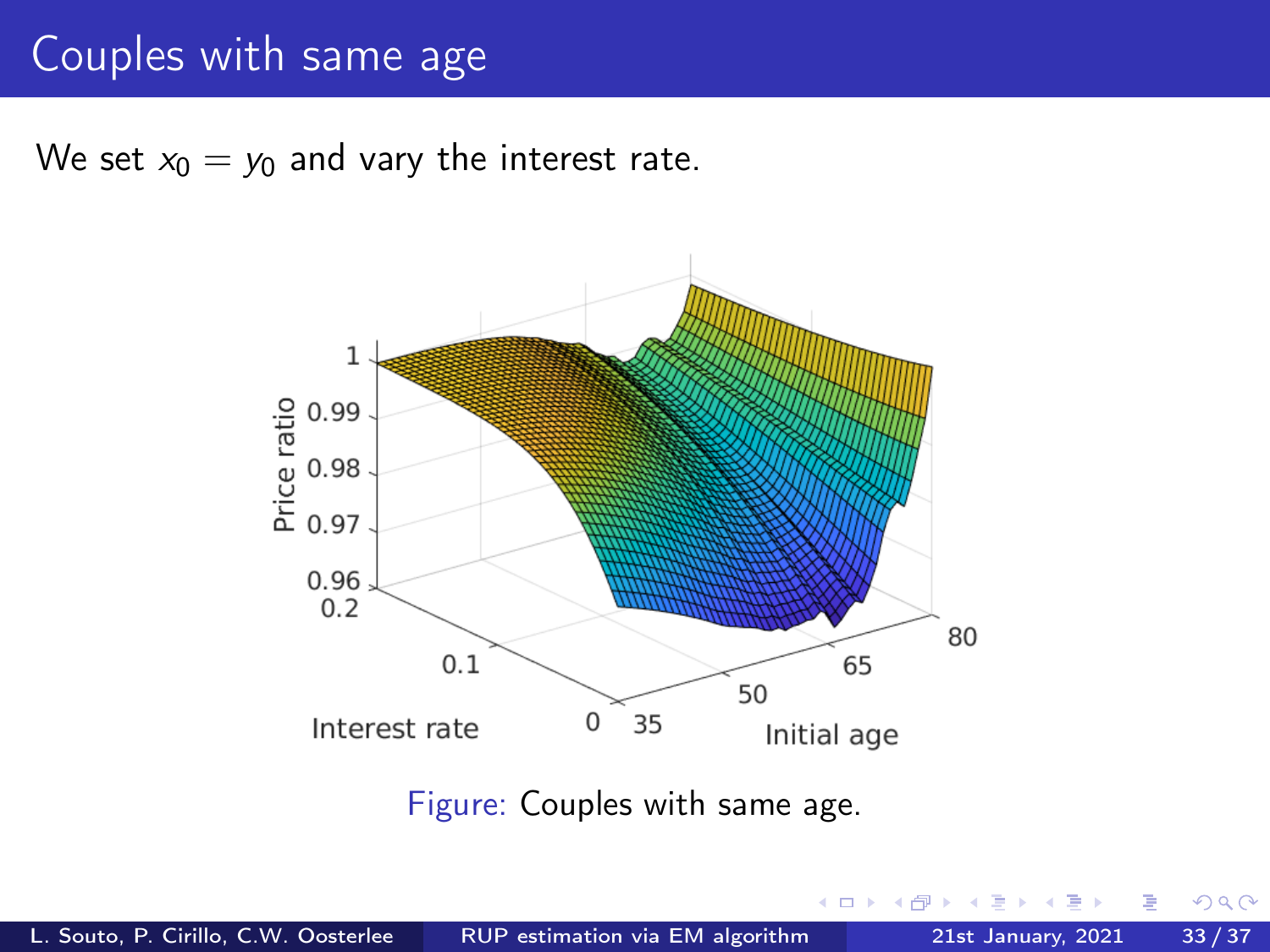# Couples with same age

We set $x_0 = y_0$ and vary the interest rate.

Figure: Couples with same age.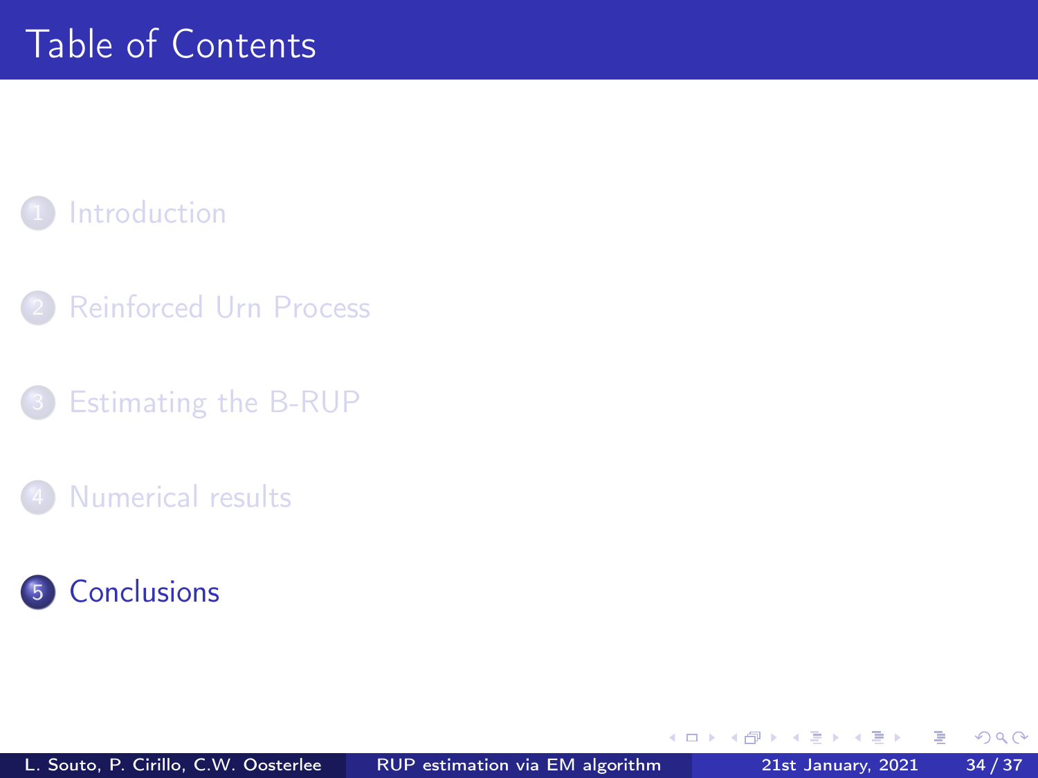# Table of Contents

1. Introduction
2. Reinforced Urn Process
3. Estimating the B-RUP
4. Numerical results
5. Conclusions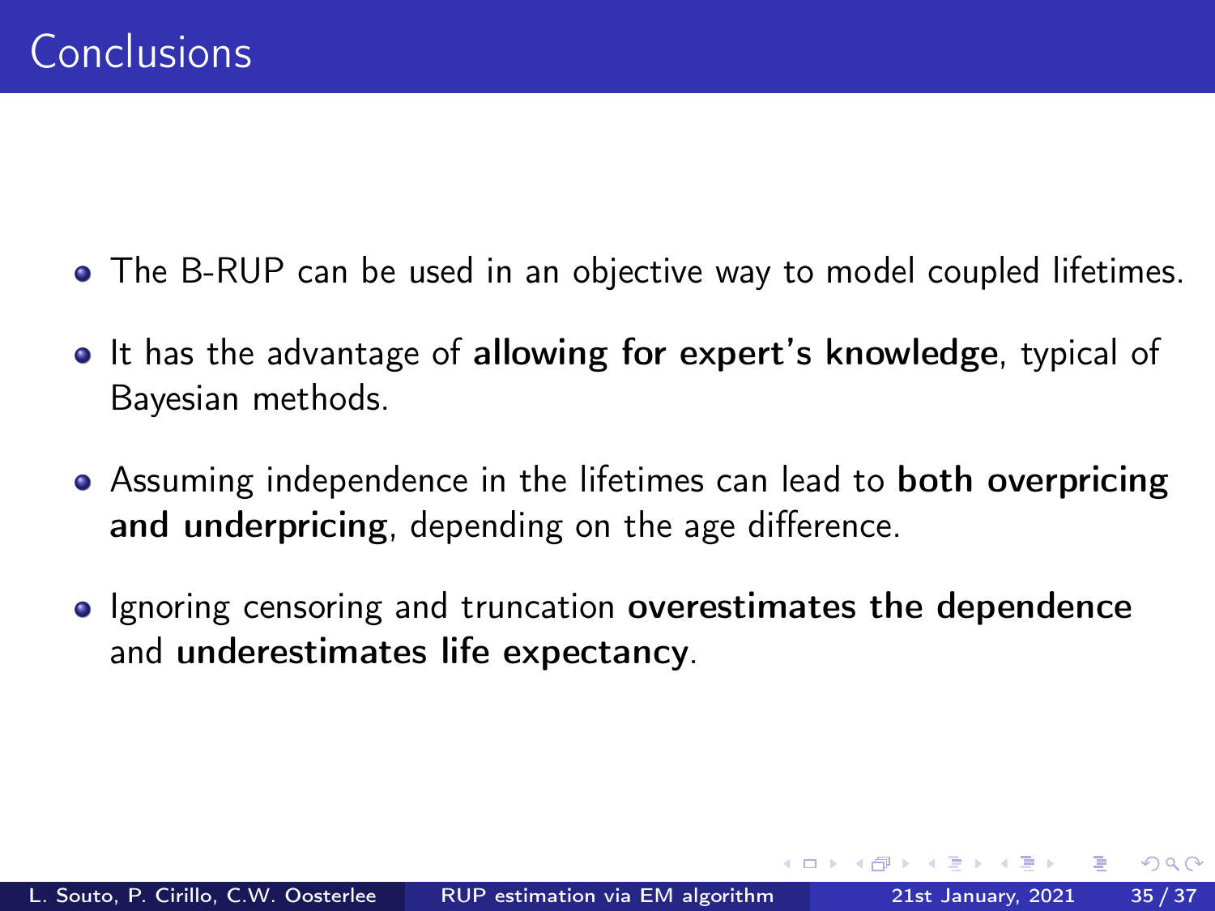# Conclusions

- The B-RUP can be used in an objective way to model coupled lifetimes.
- It has the advantage of **allowing for expert's knowledge**, typical of Bayesian methods.
- Assuming independence in the lifetimes can lead to **both overpricing and underpricing**, depending on the age difference.
- Ignoring censoring and truncation **overestimates the dependence** and **underestimates life expectancy**.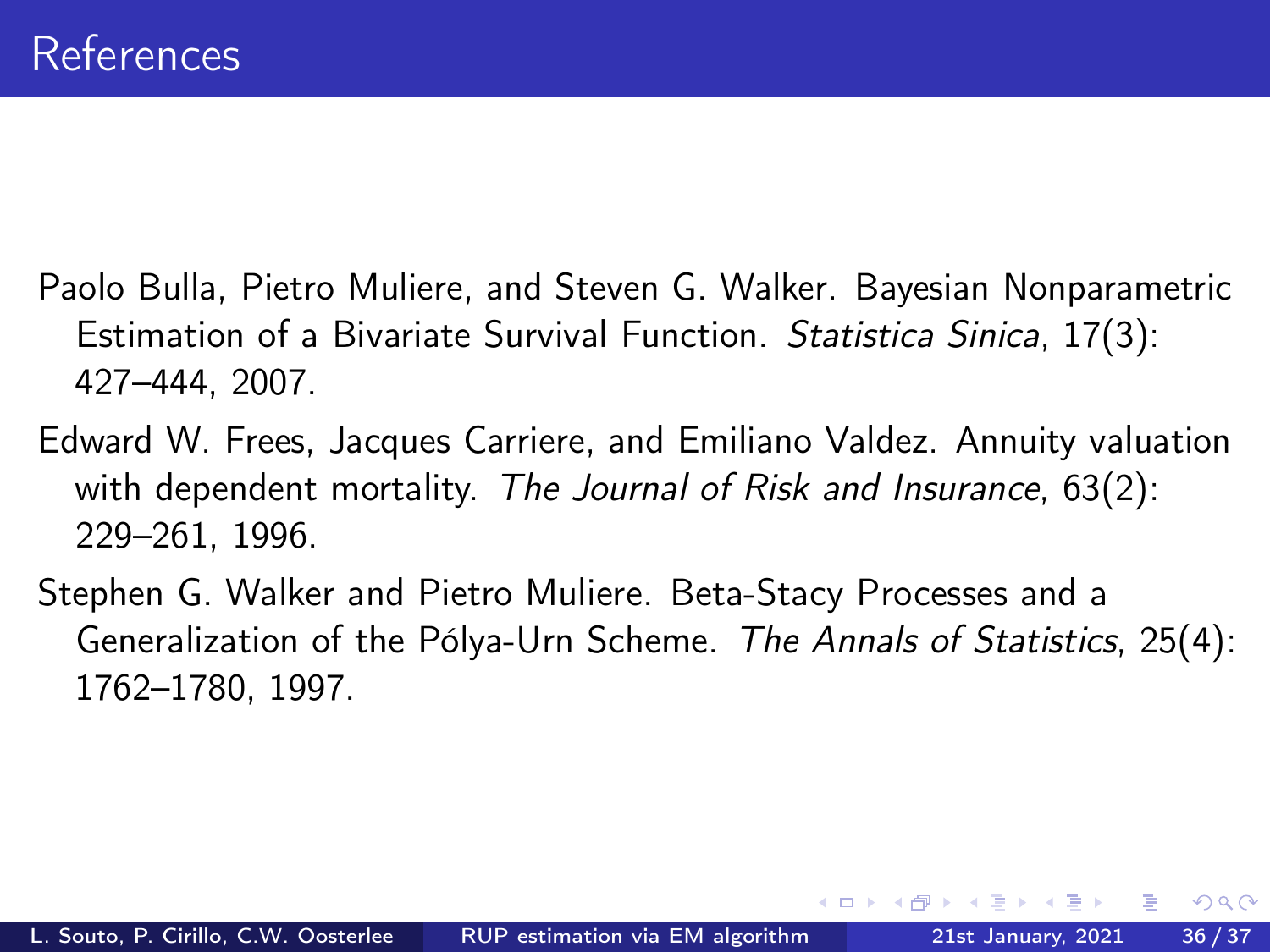# References

Paolo Bulla, Pietro Muliere, and Steven G. Walker. Bayesian Nonparametric Estimation of a Bivariate Survival Function. *Statistica Sinica*, 17(3): 427–444, 2007.

Edward W. Frees, Jacques Carriere, and Emiliano Valdez. Annuity valuation with dependent mortality. *The Journal of Risk and Insurance*, 63(2): 229–261, 1996.

Stephen G. Walker and Pietro Muliere. Beta-Stacy Processes and a Generalization of the Pólya-Urn Scheme. *The Annals of Statistics*, 25(4): 1762–1780, 1997.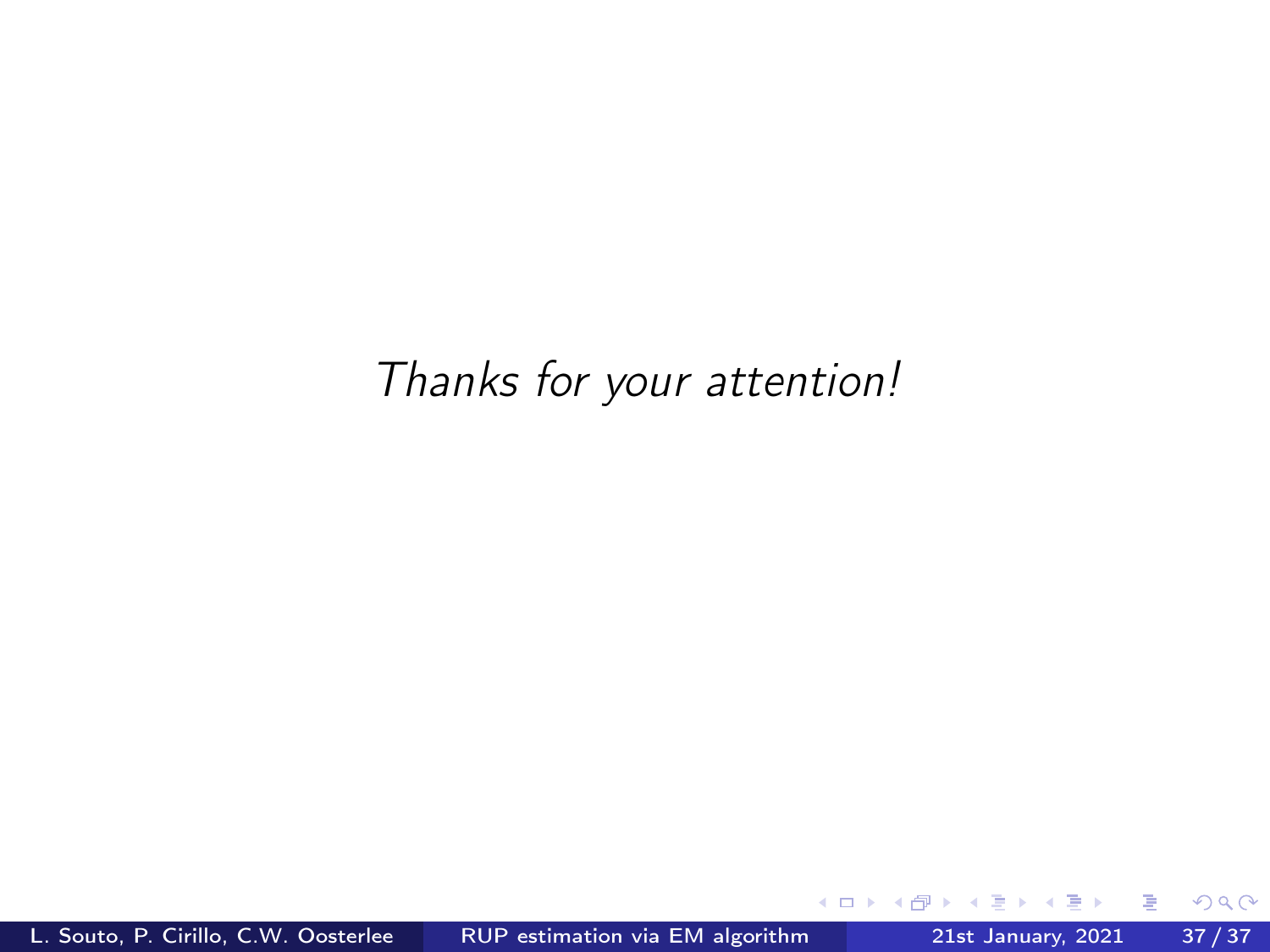*Thanks for your attention!*